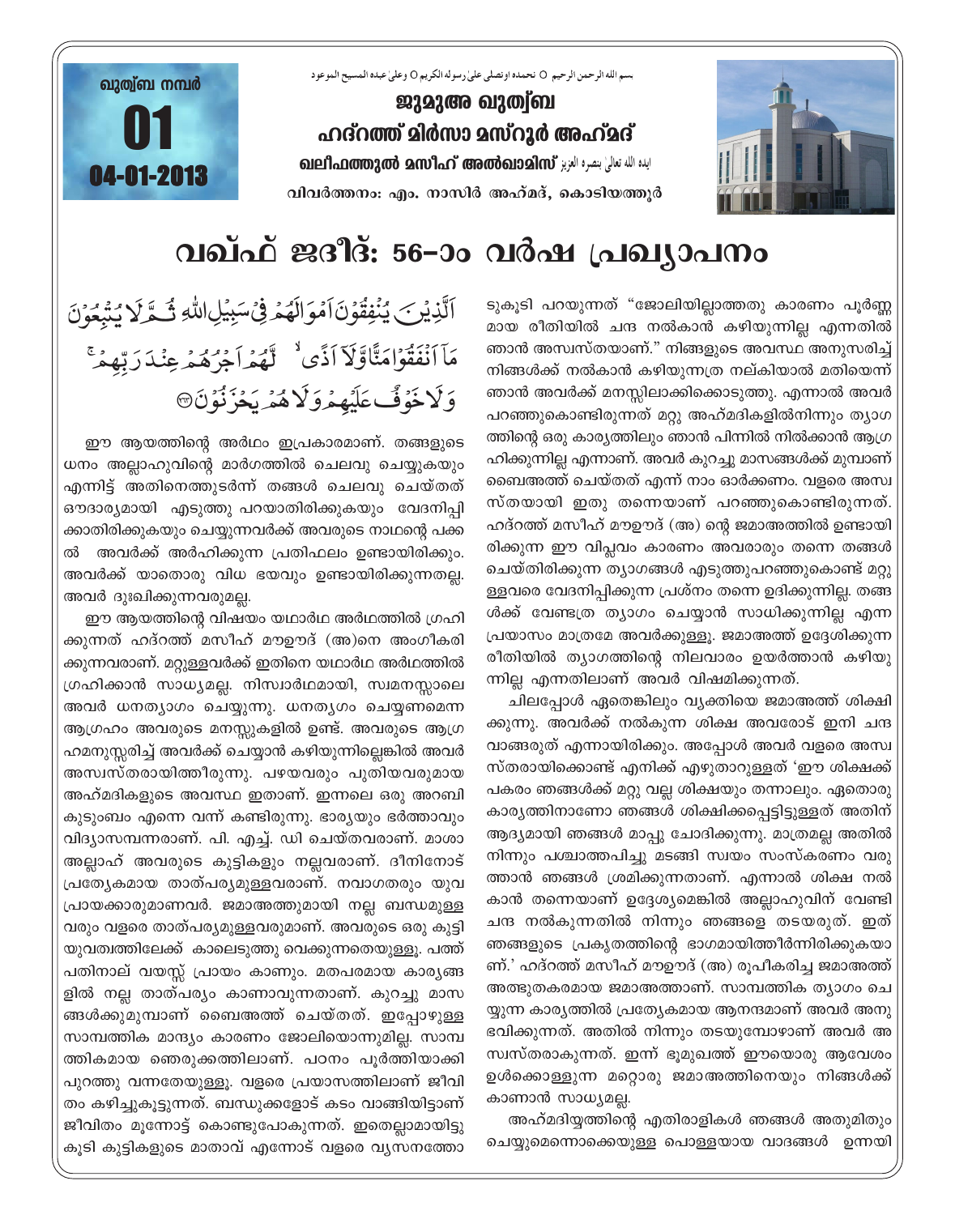ഖുത്വ്ബ നമ്പർ

01

04-01-2013

بسم الله الرحمن الرحيم ○ نحمده ونصلى على رسوله الكريم ○ وعلىٰ عبده المسيح الموعود

**ജുമുഅ ഖുത്വ്ബ**

**ഹദ്റത്ത് മിർസാ മസ്റൂർ അഹ്മദ്**

**ഖലീഫത്തുൽ മസീഹ് അൽഖാമിസ്** ایده الله تعالیٰ بنصره العزیز

വിവർത്തനം: എം. നാസിർ അഹ്മദ്, കൊടിയത്തൂർ

# വഖ്ഫ് ജദീദ്: 56-ാം വർഷ പ്രഖ്യാപനം

اَلَّذِیۡنَ یُنۡفِقُوۡنَ اَمۡوَالَھُمۡ فِیۡ سَبِیۡلِ اللّٰہِ ثُمَّ لَا یُتۡبِعُوۡنَ مَاۤ اَنۡفَقُوۡا مَنًّا وَّلَاۤ اَذًی ۙ لَّھُمۡ اَجۡرُھُمۡ عِنۡدَ رَبِّھِمۡ ۚ وَلَا خَوۡفٌ عَلَیۡھِمۡ وَلَا ھُمۡ یَحۡزَنُوۡنَ ﴿۲۶۳﴾

ഈ ആയത്തിന്റെ അർഥം ഇപ്രകാരമാണ്. തങ്ങളുടെ ധനം അല്ലാഹുവിന്റെ മാർഗത്തിൽ ചെലവു ചെയ്യുകയും എന്നിട്ട് അതിനെത്തുടർന്ന് തങ്ങൾ ചെലവു ചെയ്തത് ഔദാര്യമായി എടുത്തു പറയാതിരിക്കുകയും വേദനിപ്പിക്കാതിരിക്കുകയും ചെയ്യുന്നവർക്ക് അവരുടെ നാഥന്റെ പക്കൽ അവർക്ക് അർഹിക്കുന്ന പ്രതിഫലം ഉണ്ടായിരിക്കും. അവർക്ക് യാതൊരു വിധ ഭയവും ഉണ്ടായിരിക്കുന്നതല്ല. അവർ ദുഃഖിക്കുന്നവരുമല്ല.

ഈ ആയത്തിന്റെ വിഷയം യഥാർഥ അർഥത്തിൽ ഗ്രഹിക്കുന്നത് ഹദ്റത്ത് മസീഹ് മൗഊദ് (അ)നെ അംഗീകരിക്കുന്നവരാണ്. മറ്റുള്ളവർക്ക് ഇതിനെ യഥാർഥ അർഥത്തിൽ ഗ്രഹിക്കാൻ സാധ്യമല്ല. നിസ്വാർഥമായി, സ്വമനസ്സാലെ അവർ ധനത്യാഗം ചെയ്യുന്നു. ധനത്യഗം ചെയ്യണമെന്ന ആഗ്രഹം അവരുടെ മനസ്സുകളിൽ ഉണ്ട്. അവരുടെ ആഗ്രഹമനുസ്സരിച്ച് അവർക്ക് ചെയ്യാൻ കഴിയുന്നില്ലെങ്കിൽ അവർ അസ്വസ്തരായിത്തീരുന്നു. പഴയവരും പുതിയവരുമായ അഹ്മദികളുടെ അവസ്ഥ ഇതാണ്. ഇന്നലെ ഒരു അറബി കുടുംബം എന്നെ വന്ന് കണ്ടിരുന്നു. ഭാര്യയും ഭർത്താവും വിദ്യാസമ്പന്നരാണ്. പി. എച്ച്. ഡി ചെയ്തവരാണ്. മാശാ അല്ലാഹ് അവരുടെ കുട്ടികളും നല്ലവരാണ്. ദീനിനോട് പ്രത്യേകമായ താത്പര്യമുള്ളവരാണ്. നവാഗതരും യുവപ്രായക്കാരുമാണവർ. ജമാഅത്തുമായി നല്ല ബന്ധമുള്ളവരും വളരെ താത്പര്യമുള്ളവരുമാണ്. അവരുടെ ഒരു കുട്ടി യുവത്വത്തിലേക്ക് കാലെടുത്തു വെക്കുന്നതെയുള്ളൂ. പത്ത് പതിനാല് വയസ്സ് പ്രായം കാണും. മതപരമായ കാര്യങ്ങളിൽ നല്ല താത്പര്യം കാണാവുന്നതാണ്. കുറച്ചു മാസങ്ങൾക്കുമുമ്പാണ് ബൈഅത്ത് ചെയ്തത്. ഇപ്പോഴുള്ള സാമ്പത്തിക മാന്ദ്യം കാരണം ജോലിയൊന്നുമില്ല. സാമ്പത്തികമായ ഞെരുക്കത്തിലാണ്. പഠനം പൂർത്തിയാക്കി പുറത്തു വന്നതേയുള്ളൂ. വളരെ പ്രയാസത്തിലാണ് ജീവിതം കഴിച്ചുകൂട്ടുന്നത്. ബന്ധുക്കളോട് കടം വാങ്ങിയിട്ടാണ് ജീവിതം മുന്നോട്ട് കൊണ്ടുപോകുന്നത്. ഇതെല്ലാമായിട്ടുകൂടി കുട്ടികളുടെ മാതാവ് എന്നോട് വളരെ വ്യസനത്തോടുകൂടി പറയുന്നത് "ജോലിയില്ലാത്തതു കാരണം പൂർണ്ണമായ രീതിയിൽ ചന്ദ നൽകാൻ കഴിയുന്നില്ല എന്നതിൽ ഞാൻ അസ്വസ്തയാണ്." നിങ്ങളുടെ അവസ്ഥ അനുസരിച്ച് നിങ്ങൾക്ക് നൽകാൻ കഴിയുന്നത്ര നല്കിയാൽ മതിയെന്ന് ഞാൻ അവർക്ക് മനസ്സിലാക്കിക്കൊടുത്തു. എന്നാൽ അവർ പറഞ്ഞുകൊണ്ടിരുന്നത് മറ്റു അഹ്മദികളിൽനിന്നും ത്യാഗത്തിന്റെ ഒരു കാര്യത്തിലും ഞാൻ പിന്നിൽ നിൽക്കാൻ ആഗ്രഹിക്കുന്നില്ല എന്നാണ്. അവർ കുറച്ചു മാസങ്ങൾക്ക് മുമ്പാണ് ബൈഅത്ത് ചെയ്തത് എന്ന് നാം ഓർക്കണം. വളരെ അസ്വസ്തയായി ഇതു തന്നെയാണ് പറഞ്ഞുകൊണ്ടിരുന്നത്. ഹദ്റത്ത് മസീഹ് മൗഊദ് (അ) ന്റെ ജമാഅത്തിൽ ഉണ്ടായിരിക്കുന്ന ഈ വിപ്ലവം കാരണം അവരാരും തന്നെ തങ്ങൾ ചെയ്തിരിക്കുന്ന ത്യാഗങ്ങൾ എടുത്തുപറഞ്ഞുകൊണ്ട് മറ്റുള്ളവരെ വേദനിപ്പിക്കുന്ന പ്രശ്നം തന്നെ ഉദിക്കുന്നില്ല. തങ്ങൾക്ക് വേണ്ടത്ര ത്യാഗം ചെയ്യാൻ സാധിക്കുന്നില്ല എന്ന പ്രയാസം മാത്രമേ അവർക്കുള്ളൂ. ജമാഅത്ത് ഉദ്ദേശിക്കുന്ന രീതിയിൽ ത്യാഗത്തിന്റെ നിലവാരം ഉയർത്താൻ കഴിയുന്നില്ല എന്നതിലാണ് അവർ വിഷമിക്കുന്നത്.

ചിലപ്പോൾ ഏതെങ്കിലും വ്യക്തിയെ ജമാഅത്ത് ശിക്ഷിക്കുന്നു. അവർക്ക് നൽകുന്ന ശിക്ഷ അവരോട് ഇനി ചന്ദ വാങ്ങരുത് എന്നായിരിക്കും. അപ്പോൾ അവർ വളരെ അസ്വസ്തരായിക്കൊണ്ട് എനിക്ക് എഴുതാറുള്ളത് 'ഈ ശിക്ഷക്ക് പകരം ഞങ്ങൾക്ക് മറ്റു വല്ല ശിക്ഷയും തന്നാലും. ഏതൊരു കാര്യത്തിനാണോ ഞങ്ങൾ ശിക്ഷിക്കപ്പെട്ടിട്ടുള്ളത് അതിന് ആദ്യമായി ഞങ്ങൾ മാപ്പു ചോദിക്കുന്നു. മാത്രമല്ല അതിൽ നിന്നും പശ്ചാത്തപിച്ചു മടങ്ങി സ്വയം സംസ്കരണം വരുത്താൻ ഞങ്ങൾ ശ്രമിക്കുന്നതാണ്. എന്നാൽ ശിക്ഷ നൽകാൻ തന്നെയാണ് ഉദ്ദേശ്യമെങ്കിൽ അല്ലാഹുവിന് വേണ്ടി ചന്ദ നൽകുന്നതിൽ നിന്നും ഞങ്ങളെ തടയരുത്. ഇത് ഞങ്ങളുടെ പ്രകൃതത്തിന്റെ ഭാഗമായിത്തീർന്നിരിക്കുകയാണ്.' ഹദ്റത്ത് മസീഹ് മൗഊദ് (അ) രൂപീകരിച്ച ജമാഅത്ത് അത്ഭുതകരമായ ജമാഅത്താണ്. സാമ്പത്തിക ത്യാഗം ചെയ്യുന്ന കാര്യത്തിൽ പ്രത്യേകമായ ആനന്ദമാണ് അവർ അനുഭവിക്കുന്നത്. അതിൽ നിന്നും തടയുമ്പോഴാണ് അവർ അസ്വസ്തരാകുന്നത്. ഇന്ന് ഭൂമുഖത്ത് ഈയൊരു ആവേശം ഉൾക്കൊള്ളുന്ന മറ്റൊരു ജമാഅത്തിനെയും നിങ്ങൾക്ക് കാണാൻ സാധ്യമല്ല.

അഹ്മദിയ്യത്തിന്റെ എതിരാളികൾ ഞങ്ങൾ അതുമിതും ചെയ്യുമെന്നൊക്കെയുള്ള പൊള്ളയായ വാദങ്ങൾ ഉന്നയി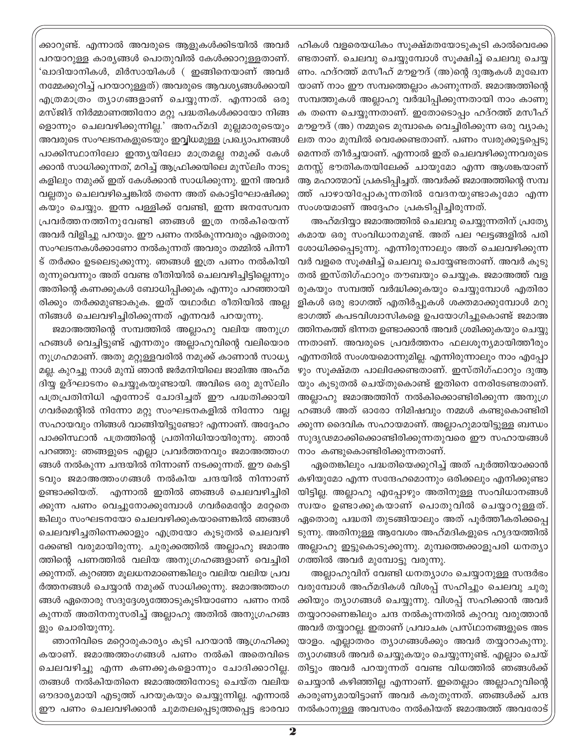ക്കാറുണ്ട്. എന്നാൽ അവരുടെ ആളുകൾക്കിടയിൽ അവർ പറയാറുള്ള കാര്യങ്ങൾ പൊതുവിൽ കേൾക്കാറുള്ളതാണ്. 'ഖാദിയാനികൾ, മിർസായികൾ ( ഇങ്ങിനെയാണ് അവർ നമ്മേക്കുറിച്ച് പറയാറുള്ളത്) അവരുടെ ആവശ്യങ്ങൾക്കായി എത്രമാത്രം ത്യാഗങ്ങളാണ് ചെയ്യുന്നത്. എന്നാൽ ഒരു മസ്ജിദ് നിർമ്മാണത്തിനോ മറ്റു പദ്ധതികൾക്കായോ നിങ്ങളൊന്നും ചെലവഴിക്കുന്നില്ല.' അനഹ്മദി മുല്ലമാരുടെയും അവരുടെ സംഘടനകളുടെയും ഇവ്വിധമുള്ള പ്രഖ്യാപനങ്ങൾ പാക്കിസ്ഥാനിലോ ഇന്ത്യയിലോ മാത്രമല്ല നമുക്ക് കേൾക്കാൻ സാധിക്കുന്നത്, മറിച്ച് ആഫ്രിക്കയിലെ മുസ്‌ലിം നാടുകളിലും നമുക്ക് ഇത് കേൾക്കാൻ സാധിക്കുന്നു. ഇനി അവർ വല്ലതും ചെലവഴിച്ചെങ്കിൽ തന്നെ അത് കൊട്ടിഘോഷിക്കുകയും ചെയ്യും. ഇന്ന പള്ളിക്ക് വേണ്ടി, ഇന്ന ജനസേവന പ്രവർത്തനത്തിനുവേണ്ടി ഞങ്ങൾ ഇത്ര നൽകിയെന്ന് അവർ വിളിച്ചു പറയും. ഈ പണം നൽകുന്നവരും ഏതൊരു സംഘടനകൾക്കാണോ നൽകുന്നത് അവരും തമ്മിൽ പിന്നീട് തർക്കം ഉടലെടുക്കുന്നു. ഞങ്ങൾ ഇത്ര പണം നൽകിയിരുന്നുവെന്നും അത് വേണ്ട രീതിയിൽ ചെലവഴിച്ചിട്ടില്ലെന്നും അതിന്റെ കണക്കുകൾ ബോധിപ്പിക്കുക എന്നും പറഞ്ഞായിരിക്കും തർക്കമുണ്ടാകുക. ഇത് യഥാർഥ രീതിയിൽ അല്ല നിങ്ങൾ ചെലവഴിച്ചിരിക്കുന്നത് എന്നവർ പറയുന്നു.

ജമാഅത്തിന്റെ സമ്പത്തിൽ അല്ലാഹു വലിയ അനുഗ്രഹങ്ങൾ വെച്ചിട്ടുണ്ട് എന്നതും അല്ലാഹുവിന്റെ വലിയൊരനുഗ്രഹമാണ്. അതു മറ്റുള്ളവരിൽ നമുക്ക് കാണാൻ സാധ്യമല്ല. കുറച്ചു നാൾ മുമ്പ് ഞാൻ ജർമനിയിലെ ജാമിഅ അഹ്മദിയ്യ ഉദ്ഘാടനം ചെയ്യുകയുണ്ടായി. അവിടെ ഒരു മുസ്‌ലിം പത്രപ്രതിനിധി എന്നോട് ചോദിച്ചത് ഈ പദ്ധതിക്കായി ഗവർമെന്റിൽ നിന്നോ മറ്റു സംഘടനകളിൽ നിന്നോ വല്ല സഹായവും നിങ്ങൾ വാങ്ങിയിട്ടുണ്ടോ? എന്നാണ്. അദ്ദേഹം പാക്കിസ്ഥാൻ പത്രത്തിന്റെ പ്രതിനിധിയായിരുന്നു. ഞാൻ പറഞ്ഞു: ഞങ്ങളുടെ എല്ലാ പ്രവർത്തനവും ജമാഅത്തംഗങ്ങൾ നൽകുന്ന ചന്ദയിൽ നിന്നാണ് നടക്കുന്നത്. ഈ കെട്ടിടവും ജമാഅത്തംഗങ്ങൾ നൽകിയ ചന്ദയിൽ നിന്നാണ് ഉണ്ടാക്കിയത്. എന്നാൽ ഇതിൽ ഞങ്ങൾ ചെലവഴിച്ചിരിക്കുന്ന പണം വെച്ചുനോക്കുമ്പോൾ ഗവർമെന്റോ മറ്റേതെങ്കിലും സംഘടനയോ ചെലവഴിക്കുകയാണെങ്കിൽ ഞങ്ങൾ ചെലവഴിച്ചതിനെക്കാളും എത്രയോ കൂടുതൽ ചെലവഴിക്കേണ്ടി വരുമായിരുന്നു. ചുരുക്കത്തിൽ അല്ലാഹു ജമാഅത്തിന്റെ പണത്തിൽ വലിയ അനുഗ്രഹങ്ങളാണ് വെച്ചിരിക്കുന്നത്. കുറഞ്ഞ മൂലധനമാണെങ്കിലും വലിയ വലിയ പ്രവർത്തനങ്ങൾ ചെയ്യാൻ നമുക്ക് സാധിക്കുന്നു. ജമാഅത്തംഗങ്ങൾ ഏതൊരു സദുദ്ദേശ്യത്തോടുകൂടിയാണോ പണം നൽകുന്നത് അതിനനുസരിച്ച് അല്ലാഹു അതിൽ അനുഗ്രഹങ്ങളും ചൊരിയുന്നു.

ഞാനിവിടെ മറ്റൊരുകാര്യം കൂടി പറയാൻ ആഗ്രഹിക്കുകയാണ്. ജമാഅത്തംഗങ്ങൾ പണം നൽകി അതെവിടെ ചെലവഴിച്ചു എന്ന കണക്കുകളൊന്നും ചോദിക്കാറില്ല. തങ്ങൾ നൽകിയതിനെ ജമാഅത്തിനോടു ചെയ്ത വലിയ ഔദാര്യമായി എടുത്ത് പറയുകയും ചെയ്യുന്നില്ല. എന്നാൽ ഈ പണം ചെലവഴിക്കാൻ ചുമതലപ്പെടുത്തപ്പെട്ട ഭാരവാഹികൾ വളരെയധികം സൂക്ഷ്മതയോടുകൂടി കാൽവെക്കേണ്ടതാണ്. ചെലവു ചെയ്യുമ്പോൾ സൂക്ഷിച്ച് ചെലവു ചെയ്യണം. ഹദ്റത്ത് മസീഹ് മൗഊദ് (അ)ന്റെ ദുആകൾ മുഖേനയാണ് നാം ഈ സമ്പത്തെല്ലാം കാണുന്നത്. ജമാഅത്തിന്റെ സമ്പത്തുകൾ അല്ലാഹു വർദ്ധിപ്പിക്കുന്നതായി നാം കാണുക തന്നെ ചെയ്യുന്നതാണ്. ഇതോടൊപ്പം ഹദ്റത്ത് മസീഹ് മൗഊദ് (അ) നമ്മുടെ മുമ്പാകെ വെച്ചിരിക്കുന്ന ഒരു വ്യാകുലത നാം മുമ്പിൽ വെക്കേണ്ടതാണ്. പണം സ്വരുക്കൂട്ടപ്പെടുമെന്നത് തീർച്ചയാണ്. എന്നാൽ ഇത് ചെലവഴിക്കുന്നവരുടെ മനസ്സ് ഭൗതികതയിലേക്ക് ചായുമോ എന്ന ആശങ്കയാണ് ആ മഹാത്മാവ് പ്രകടിപ്പിച്ചത്. അവർക്ക് ജമാഅത്തിന്റെ സമ്പത്ത് പാഴായിപ്പോകുന്നതിൽ വേദനയുണ്ടാകുമോ എന്ന സംശയമാണ് അദ്ദേഹം പ്രകടിപ്പിച്ചിരുന്നത്.

അഹ്മദിയ്യാ ജമാഅത്തിൽ ചെലവു ചെയ്യുന്നതിന് പ്രത്യേകമായ ഒരു സംവിധാനമുണ്ട്. അത് പല ഘട്ടങ്ങളിൽ പരിശോധിക്കപ്പെടുന്നു. എന്നിരുന്നാലും അത് ചെലവഴിക്കുന്നവർ വളരെ സൂക്ഷിച്ച് ചെലവു ചെയ്യേണ്ടതാണ്. അവർ കൂടുതൽ ഇസ്തിഗ്ഫാറും തൗബയും ചെയ്യുക. ജമാഅത്ത് വളരുകയും സമ്പത്ത് വർദ്ധിക്കുകയും ചെയ്യുമ്പോൾ എതിരാളികൾ ഒരു ഭാഗത്ത് എതിർപ്പുകൾ ശക്തമാക്കുമ്പോൾ മറുഭാഗത്ത് കപടവിശ്വാസികളെ ഉപയോഗിച്ചുകൊണ്ട് ജമാഅത്തിനകത്ത് ഭിന്നത ഉണ്ടാക്കാൻ അവർ ശ്രമിക്കുകയും ചെയ്യുന്നതാണ്. അവരുടെ പ്രവർത്തനം ഫലശൂന്യമായിത്തീരും എന്നതിൽ സംശയമൊന്നുമില്ല. എന്നിരുന്നാലും നാം എപ്പോഴും സൂക്ഷ്മത പാലിക്കേണ്ടതാണ്. ഇസ്തിഗ്ഫാറും ദുആയും കൂടുതൽ ചെയ്തുകൊണ്ട് ഇതിനെ നേരിടേണ്ടതാണ്. അല്ലാഹു ജമാഅത്തിന് നൽകിക്കൊണ്ടിരിക്കുന്ന അനുഗ്രഹങ്ങൾ അത് ഓരോ നിമിഷവും നമ്മൾ കണ്ടുകൊണ്ടിരിക്കുന്ന ദൈവിക സഹായമാണ്. അല്ലാഹുമായിട്ടുള്ള ബന്ധം സുദൃഢമാക്കിക്കൊണ്ടിരിക്കുന്നതുവരെ ഈ സഹായങ്ങൾ നാം കണ്ടുകൊണ്ടിരിക്കുന്നതാണ്.

ഏതെങ്കിലും പദ്ധതിയെക്കുറിച്ച് അത് പൂർത്തിയാക്കാൻ കഴിയുമോ എന്ന സന്ദേഹമൊന്നും ഒരിക്കലും എനിക്കുണ്ടായിട്ടില്ല. അല്ലാഹു എപ്പോഴും അതിനുള്ള സംവിധാനങ്ങൾ സ്വയം ഉണ്ടാക്കുകയാണ് പൊതുവിൽ ചെയ്യാറുള്ളത്. ഏതൊരു പദ്ധതി തുടങ്ങിയാലും അത് പൂർത്തീകരിക്കപ്പെടുന്നു. അതിനുള്ള ആവേശം അഹ്മദികളുടെ ഹൃദയത്തിൽ അല്ലാഹു ഇട്ടുകൊടുക്കുന്നു. മുമ്പത്തെക്കാളുപരി ധനത്യാഗത്തിൽ അവർ മുമ്പോട്ടു വരുന്നു.

അല്ലാഹുവിന് വേണ്ടി ധനത്യാഗം ചെയ്യാനുള്ള സന്ദർഭം വരുമ്പോൾ അഹ്മദികൾ വിശപ്പ് സഹിച്ചും ചെലവു ചുരുക്കിയും ത്യാഗങ്ങൾ ചെയ്യുന്നു. വിശപ്പ് സഹിക്കാൻ അവർ തയ്യാറാണെങ്കിലും ചന്ദ നൽകുന്നതിൽ കുറവു വരുത്താൻ അവർ തയ്യാറല്ല. ഇതാണ് പ്രവാചക പ്രസ്ഥാനങ്ങളുടെ അടയാളം. എല്ലാതരം ത്യാഗങ്ങൾക്കും അവർ തയ്യാറാകുന്നു. ത്യാഗങ്ങൾ അവർ ചെയ്യുകയും ചെയ്യുന്നുണ്ട്. എല്ലാം ചെയ്തിട്ടും അവർ പറയുന്നത് വേണ്ട വിധത്തിൽ ഞങ്ങൾക്ക് ചെയ്യാൻ കഴിഞ്ഞില്ല എന്നാണ്. ഇതെല്ലാം അല്ലാഹുവിന്റെ കാരുണ്യമായിട്ടാണ് അവർ കരുതുന്നത്. ഞങ്ങൾക്ക് ചന്ദ നൽകാനുള്ള അവസരം നൽകിയത് ജമാഅത്ത് അവരോട്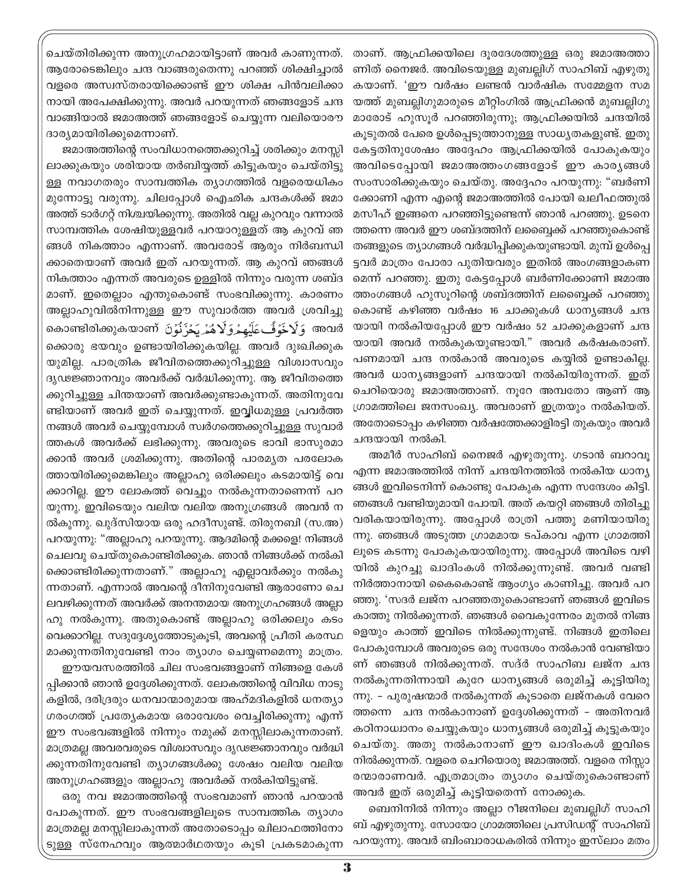ചെയ്തിരിക്കുന്ന അനുഗ്രഹമായിട്ടാണ് അവർ കാണുന്നത്. ആരോടെങ്കിലും ചന്ദ വാങ്ങരുതെന്നു പറഞ്ഞ് ശിക്ഷിച്ചാൽ വളരെ അസ്വസ്തരായിക്കൊണ്ട് ഈ ശിക്ഷ പിൻവലിക്കാനായി അപേക്ഷിക്കുന്നു. അവർ പറയുന്നത് ഞങ്ങളോട് ചന്ദ വാങ്ങിയാൽ ജമാഅത്ത് ഞങ്ങളോട് ചെയ്യുന്ന വലിയൊരൗദാര്യമായിരിക്കുമെന്നാണ്.

ജമാഅത്തിന്റെ സംവിധാനത്തെക്കുറിച്ച് ശരിക്കും മനസ്സിലാക്കുകയും ശരിയായ തർബിയ്യത്ത് കിട്ടുകയും ചെയ്തിട്ടുള്ള നവാഗതരും സാമ്പത്തിക ത്യാഗത്തിൽ വളരെയധികം മുന്നോട്ടു വരുന്നു. ചിലപ്പോൾ ഐഛിക ചന്ദകൾക്ക് ജമാഅത്ത് ടാർഗറ്റ് നിശ്ചയിക്കുന്നു. അതിൽ വല്ല കുറവും വന്നാൽ സാമ്പത്തിക ശേഷിയുള്ളവർ പറയാറുള്ളത് ആ കുറവ് ഞങ്ങൾ നികത്താം എന്നാണ്. അവരോട് ആരും നിർബന്ധിക്കാതെയാണ് അവർ ഇത് പറയുന്നത്. ആ കുറവ് ഞങ്ങൾ നികത്താം എന്നത് അവരുടെ ഉള്ളിൽ നിന്നും വരുന്ന ശബ്ദമാണ്. ഇതെല്ലാം എന്തുകൊണ്ട് സംഭവിക്കുന്നു. കാരണം അല്ലാഹുവിൽനിന്നുള്ള ഈ സുവാർത്ത അവർ ശ്രവിച്ചുകൊണ്ടിരിക്കുകയാണ് وَلَا خَوْفٌ عَلَيْهِمْ وَلَا هُمْ يَحْزَنُونَ അവർക്കൊരു ഭയവും ഉണ്ടായിരിക്കുകയില്ല. അവർ ദുഃഖിക്കുകയുമില്ല. പാരത്രിക ജീവിതത്തെക്കുറിച്ചുള്ള വിശ്വാസവും ദൃഢജ്ഞാനവും അവർക്ക് വർദ്ധിക്കുന്നു. ആ ജീവിതത്തെക്കുറിച്ചുള്ള ചിന്തയാണ് അവർക്കുണ്ടാകുന്നത്. അതിനുവേണ്ടിയാണ് അവർ ഇത് ചെയ്യുന്നത്. ഇവ്വിധമുള്ള പ്രവർത്തനങ്ങൾ അവർ ചെയ്യുമ്പോൾ സ്വർഗത്തെക്കുറിച്ചുള്ള സുവാർത്തകൾ അവർക്ക് ലഭിക്കുന്നു. അവരുടെ ഭാവി ഭാസുരമാക്കാൻ അവർ ശ്രമിക്കുന്നു. അതിന്റെ പാരമ്യത പരലോകത്തായിരിക്കുമെങ്കിലും അല്ലാഹു ഒരിക്കലും കടമായിട്ട് വെക്കാറില്ല. ഈ ലോകത്ത് വെച്ചും നൽകുന്നതാണെന്ന് പറയുന്നു. ഇവിടെയും വലിയ വലിയ അനുഗ്രഹങ്ങൾ അവൻ നൽകുന്നു. ഖുദ്സിയായ ഒരു ഹദീസുണ്ട്. തിരുനബി (സ.അ) പറയുന്നു: "അല്ലാഹു പറയുന്നു. ആദമിന്റെ മക്കളെ! നിങ്ങൾ ചെലവു ചെയ്തുകൊണ്ടിരിക്കുക. ഞാൻ നിങ്ങൾക്ക് നൽകിക്കൊണ്ടിരിക്കുന്നതാണ്." അല്ലാഹു എല്ലാവർക്കും നൽകുന്നതാണ്. എന്നാൽ അവന്റെ ദീനിനുവേണ്ടി ആരാണോ ചെലവഴിക്കുന്നത് അവർക്ക് അനന്തമായ അനുഗ്രഹങ്ങൾ അല്ലാഹു നൽകുന്നു. അതുകൊണ്ട് അല്ലാഹു ഒരിക്കലും കടം വെക്കാറില്ല. സദുദ്ദേശ്യത്തോടുകൂടി, അവന്റെ പ്രീതി കരസ്ഥമാക്കുന്നതിനുവേണ്ടി നാം ത്യാഗം ചെയ്യണമെന്നു മാത്രം.

ഈയവസരത്തിൽ ചില സംഭവങ്ങളാണ് നിങ്ങളെ കേൾപ്പിക്കാൻ ഞാൻ ഉദ്ദേശിക്കുന്നത്. ലോകത്തിന്റെ വിവിധ നാടുകളിൽ, ദരിദ്രരും ധനവാന്മാരുമായ അഹ്മദികളിൽ ധനത്യാഗരംഗത്ത് പ്രത്യേകമായ ഒരാവേശം വെച്ചിരിക്കുന്നു എന്ന് ഈ സംഭവങ്ങളിൽ നിന്നും നമുക്ക് മനസ്സിലാകുന്നതാണ്. മാത്രമല്ല അവരവരുടെ വിശ്വാസവും ദൃഢജ്ഞാനവും വർദ്ധിക്കുന്നതിനുവേണ്ടി ത്യാഗങ്ങൾക്കു ശേഷം വലിയ വലിയ അനുഗ്രഹങ്ങളും അല്ലാഹു അവർക്ക് നൽകിയിട്ടുണ്ട്.

ഒരു നവ ജമാഅത്തിന്റെ സംഭവമാണ് ഞാൻ പറയാൻ പോകുന്നത്. ഈ സംഭവങ്ങളിലൂടെ സാമ്പത്തിക ത്യാഗം മാത്രമല്ല മനസ്സിലാകുന്നത് അതോടൊപ്പം ഖിലാഫത്തിനോടുള്ള സ്നേഹവും ആത്മാർഥതയും കൂടി പ്രകടമാകുന്നതാണ്. ആഫ്രിക്കയിലെ ദൂരദേശത്തുള്ള ഒരു ജമാഅത്താണിത് നൈജർ. അവിടെയുള്ള മുബല്ലിഗ് സാഹിബ് എഴുതുകയാണ്. 'ഈ വർഷം ലണ്ടൻ വാർഷിക സമ്മേളന സമയത്ത് മുബല്ലിഗുമാരുടെ മീറ്റിംഗിൽ ആഫ്രിക്കൻ മുബല്ലിഗുമാരോട് ഹുസൂർ പറഞ്ഞിരുന്നു; ആഫ്രിക്കയിൽ ചന്ദയിൽ കൂടുതൽ പേരെ ഉൾപ്പെടുത്താനുള്ള സാധ്യതകളുണ്ട്. ഇതു കേട്ടതിനുശേഷം അദ്ദേഹം ആഫ്രിക്കയിൽ പോകുകയും അവിടെപ്പോയി ജമാഅത്തംഗങ്ങളോട് ഈ കാര്യങ്ങൾ സംസാരിക്കുകയും ചെയ്തു. അദ്ദേഹം പറയുന്നു: "ബർണിക്കോണി എന്ന എന്റെ ജമാഅത്തിൽ പോയി ഖലീഫത്തുൽ മസീഹ് ഇങ്ങനെ പറഞ്ഞിട്ടുണ്ടെന്ന് ഞാൻ പറഞ്ഞു. ഉടനെത്തന്നെ അവർ ഈ ശബ്ദത്തിന് ലബ്ബൈക്ക് പറഞ്ഞുകൊണ്ട് തങ്ങളുടെ ത്യാഗങ്ങൾ വർദ്ധിപ്പിക്കുകയുണ്ടായി. മുമ്പ് ഉൾപ്പെട്ടവർ മാത്രം പോരാ പുതിയവരും ഇതിൽ അംഗങ്ങളാകണമെന്ന് പറഞ്ഞു. ഇതു കേട്ടപ്പോൾ ബർണിക്കോണി ജമാഅത്തംഗങ്ങൾ ഹുസൂറിന്റെ ശബ്ദത്തിന് ലബ്ബൈക്ക് പറഞ്ഞുകൊണ്ട് കഴിഞ്ഞ വർഷം 16 ചാക്കുകൾ ധാന്യങ്ങൾ ചന്ദയായി നൽകിയപ്പോൾ ഈ വർഷം 52 ചാക്കുകളാണ് ചന്ദയായി അവർ നൽകുകയുണ്ടായി." അവർ കർഷകരാണ്. പണമായി ചന്ദ നൽകാൻ അവരുടെ കയ്യിൽ ഉണ്ടാകില്ല. അവർ ധാന്യങ്ങളാണ് ചന്ദയായി നൽകിയിരുന്നത്. ഇത് ചെറിയൊരു ജമാഅത്താണ്. നൂറേ അമ്പതോ ആണ് ആ ഗ്രാമത്തിലെ ജനസംഖ്യ. അവരാണ് ഇത്രയും നൽകിയത്. അതോടൊപ്പം കഴിഞ്ഞ വർഷത്തേക്കാളിരട്ടി തുകയും അവർ ചന്ദയായി നൽകി.

അമീർ സാഹിബ് നൈജർ എഴുതുന്നു. ഗടാൻ ബറാവൂ എന്ന ജമാഅത്തിൽ നിന്ന് ചന്ദയിനത്തിൽ നൽകിയ ധാന്യങ്ങൾ ഇവിടെനിന്ന് കൊണ്ടു പോകുക എന്ന സന്ദേശം കിട്ടി. ഞങ്ങൾ വണ്ടിയുമായി പോയി. അത് കയറ്റി ഞങ്ങൾ തിരിച്ചു വരികയായിരുന്നു. അപ്പോൾ രാത്രി പത്തു മണിയായിരുന്നു. ഞങ്ങൾ അടുത്ത ഗ്രാമമായ ടപ്കാവ എന്ന ഗ്രാമത്തിലൂടെ കടന്നു പോകുകയായിരുന്നു. അപ്പോൾ അവിടെ വഴിയിൽ കുറച്ചു ഖാദിംകൾ നിൽക്കുന്നുണ്ട്. അവർ വണ്ടി നിർത്താനായി കൈകൊണ്ട് ആംഗ്യം കാണിച്ചു. അവർ പറഞ്ഞു. 'സദർ ലജ്ന പറഞ്ഞതുകൊണ്ടാണ് ഞങ്ങൾ ഇവിടെ കാത്തു നിൽക്കുന്നത്. ഞങ്ങൾ വൈകുന്നേരം മുതൽ നിങ്ങളെയും കാത്ത് ഇവിടെ നിൽക്കുന്നുണ്ട്. നിങ്ങൾ ഇതിലെ പോകുമ്പോൾ അവരുടെ ഒരു സന്ദേശം നൽകാൻ വേണ്ടിയാണ് ഞങ്ങൾ നിൽക്കുന്നത്. സദ്ർ സാഹിബ ലജ്ന ചന്ദ നൽകുന്നതിന്നായി കുറേ ധാന്യങ്ങൾ ഒരുമിച്ച് കൂട്ടിയിരുന്നു. - പുരുഷന്മാർ നൽകുന്നത് കൂടാതെ ലജ്നകൾ വേറെത്തന്നെ ചന്ദ നൽകാനാണ് ഉദ്ദേശിക്കുന്നത് - അതിനവർ കഠിനാധ്വാനം ചെയ്യുകയും ധാന്യങ്ങൾ ഒരുമിച്ച് കൂട്ടുകയും ചെയ്തു. അതു നൽകാനാണ് ഈ ഖാദിംകൾ ഇവിടെ നിൽക്കുന്നത്. വളരെ ചെറിയൊരു ജമാഅത്ത്. വളരെ നിസ്സാരന്മാരാണവർ. എത്രമാത്രം ത്യാഗം ചെയ്തുകൊണ്ടാണ് അവർ ഇത് ഒരുമിച്ച് കൂട്ടിയതെന്ന് നോക്കുക.

ബെനിനിൽ നിന്നും അല്ലാ റീജനിലെ മുബല്ലിഗ് സാഹിബ് എഴുതുന്നു. സോയോ ഗ്രാമത്തിലെ പ്രസിഡന്റ് സാഹിബ് പറയുന്നു. അവർ ബിംബാരാധകരിൽ നിന്നും ഇസ്‌ലാം മതം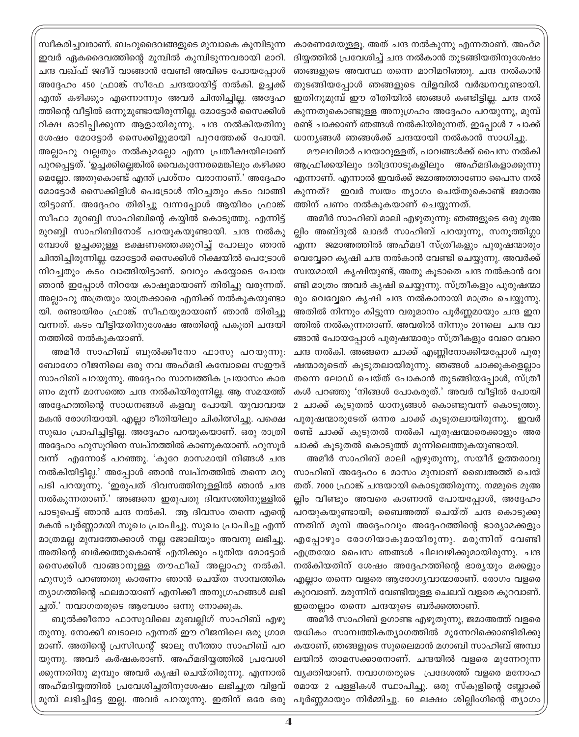സ്വീകരിച്ചവരാണ്. ബഹുദൈവങ്ങളുടെ മുമ്പാകെ കുമ്പിടുന്ന ഇവർ ഏകദൈവത്തിന്റെ മുമ്പിൽ കുമ്പിടുന്നവരായി മാറി. ചന്ദ വഖ്ഫ് ജദീദ് വാങ്ങാൻ വേണ്ടി അവിടെ പോയപ്പോൾ അദ്ദേഹം 450 ഫ്രാങ്ക് സീഫേ ചന്ദയായിട്ട് നൽകി. ഉച്ചക്ക് എന്ത് കഴിക്കും എന്നൊന്നും അവർ ചിന്തിച്ചില്ല. അദ്ദേഹത്തിന്റെ വീട്ടിൽ ഒന്നുമുണ്ടായിരുന്നില്ല. മോട്ടോർ സൈക്കിൾ റിക്ഷ ഓടിപ്പിക്കുന്ന ആളായിരുന്നു. ചന്ദ നൽകിയതിനു ശേഷം മോട്ടോർ സൈക്കിളുമായി പുറത്തേക്ക് പോയി. അല്ലാഹു വല്ലതും നൽകുമല്ലോ എന്ന പ്രതീക്ഷയിലാണ് പുറപ്പെട്ടത്. 'ഉച്ചക്കില്ലെങ്കിൽ വൈകുന്നേരമെങ്കിലും കഴിക്കാമെല്ലോ. അതുകൊണ്ട് എന്ത് പ്രശ്നം വരാനാണ്.' അദ്ദേഹം മോട്ടോർ സൈക്കിളിൽ പെട്രോൾ നിറച്ചതും കടം വാങ്ങിയിട്ടാണ്. അദ്ദേഹം തിരിച്ചു വന്നപ്പോൾ ആയിരം ഫ്രാങ്ക് സീഫാ മുറബ്ബി സാഹിബിന്റെ കയ്യിൽ കൊടുത്തു. എന്നിട്ട് മുറബ്ബി സാഹിബിനോട് പറയുകയുണ്ടായി. ചന്ദ നൽകുമ്പോൾ ഉച്ചക്കുള്ള ഭക്ഷണത്തെക്കുറിച്ച് പോലും ഞാൻ ചിന്തിച്ചിരുന്നില്ല. മോട്ടോർ സൈക്കിൾ റിക്ഷയിൽ പെട്രോൾ നിറച്ചതും കടം വാങ്ങിയിട്ടാണ്. വെറും കയ്യോടെ പോയ ഞാൻ ഇപ്പോൾ നിറയേ കാഷുമായാണ് തിരിച്ചു വരുന്നത്. അല്ലാഹു അത്രയും യാത്രക്കാരെ എനിക്ക് നൽകുകയുണ്ടായി. രണ്ടായിരം ഫ്രാങ്ക് സീഫയുമായാണ് ഞാൻ തിരിച്ചു വന്നത്. കടം വീട്ടിയതിനുശേഷം അതിന്റെ പകുതി ചന്ദയിനത്തിൽ നൽകുകയാണ്.

അമീർ സാഹിബ് ബുൽക്കീനോ ഫാസു പറയുന്നു: ബോഗോ റീജനിലെ ഒരു നവ അഹ്മദി കമ്പോലെ സഊദ് സാഹിബ് പറയുന്നു. അദ്ദേഹം സാമ്പത്തിക പ്രയാസം കാരണം മൂന്ന് മാസത്തെ ചന്ദ നൽകിയിരുന്നില്ല. ആ സമയത്ത് അദ്ദേഹത്തിന്റെ സാധനങ്ങൾ കളവു പോയി. യുവാവായ മകൻ രോഗിയായി. എല്ലാ രീതിയിലും ചികിത്സിച്ചു. പക്ഷെ സുഖം പ്രാപിച്ചിട്ടില്ല. അദ്ദേഹം പറയുകയാണ്. ഒരു രാത്രി അദ്ദേഹം ഹുസൂറിനെ സ്വപ്നത്തിൽ കാണുകയാണ്. ഹുസൂർ വന്ന് എന്നോട് പറഞ്ഞു. 'കുറേ മാസമായി നിങ്ങൾ ചന്ദ നൽകിയിട്ടില്ല.' അപ്പോൾ ഞാൻ സ്വപ്നത്തിൽ തന്നെ മറുപടി പറയുന്നു. 'ഇരുപത് ദിവസത്തിനുള്ളിൽ ഞാൻ ചന്ദ നൽകുന്നതാണ്.' അങ്ങനെ ഇരുപതു ദിവസത്തിനുള്ളിൽ പാടുപെട്ട് ഞാൻ ചന്ദ നൽകി. ആ ദിവസം തന്നെ എന്റെ മകൻ പൂർണ്ണമായി സുഖം പ്രാപിച്ചു. സുഖം പ്രാപിച്ചു എന്ന് മാത്രമല്ല മുമ്പത്തേക്കാൾ നല്ല ജോലിയും അവനു ലഭിച്ചു. അതിന്റെ ബർക്കത്തുകൊണ്ട് എനിക്കും പുതിയ മോട്ടോർ സൈക്കിൾ വാങ്ങാനുള്ള തൗഫീഖ് അല്ലാഹു നൽകി. ഹുസൂർ പറഞ്ഞതു കാരണം ഞാൻ ചെയ്ത സാമ്പത്തിക ത്യാഗത്തിന്റെ ഫലമായാണ് എനിക്കീ അനുഗ്രഹങ്ങൾ ലഭിച്ചത്.' നവാഗതരുടെ ആവേശം ഒന്നു നോക്കുക.

ബുൽക്കീനോ ഫാസുവിലെ മുബല്ലിഗ് സാഹിബ് എഴുതുന്നു. നോക്കീ ബടാലാ എന്നത് ഈ റീജനിലെ ഒരു ഗ്രാമമാണ്. അതിന്റെ പ്രസിഡന്റ് ജാലൂ സീത്താ സാഹിബ് പറയുന്നു. അവർ കർഷകരാണ്. അഹ്മദിയ്യത്തിൽ പ്രവേശിക്കുന്നതിനു മുമ്പും അവർ കൃഷി ചെയ്തിരുന്നു. എന്നാൽ അഹ്മദിയ്യത്തിൽ പ്രവേശിച്ചതിനുശേഷം ലഭിച്ചത്ര വിളവ് മുമ്പ് ലഭിച്ചിട്ടേ ഇല്ല. അവർ പറയുന്നു. ഇതിന് ഒരേ ഒരു കാരണമേയുള്ളൂ. അത് ചന്ദ നൽകുന്നു എന്നതാണ്. അഹ്മദിയ്യത്തിൽ പ്രവേശിച്ച് ചന്ദ നൽകാൻ തുടങ്ങിയതിനുശേഷം ഞങ്ങളുടെ അവസ്ഥ തന്നെ മാറിമറിഞ്ഞു. ചന്ദ നൽകാൻ തുടങ്ങിയപ്പോൾ ഞങ്ങളുടെ വിളവിൽ വർദ്ധനവുണ്ടായി. ഇതിനുമുമ്പ് ഈ രീതിയിൽ ഞങ്ങൾ കണ്ടിട്ടില്ല. ചന്ദ നൽകുന്നതുകൊണ്ടുള്ള അനുഗ്രഹം അദ്ദേഹം പറയുന്നു, മുമ്പ് രണ്ട് ചാക്കാണ് ഞങ്ങൾ നൽകിയിരുന്നത്. ഇപ്പോൾ 7 ചാക്ക് ധാന്യങ്ങൾ ഞങ്ങൾക്ക് ചന്ദയായി നൽകാൻ സാധിച്ചു.

മൗലവിമാർ പറയാറുള്ളത്, പാവങ്ങൾക്ക് പൈസ നൽകി ആഫ്രിക്കയിലും ദരിദ്രനാടുകളിലും അഹ്മദികളാക്കുന്നു എന്നാണ്. എന്നാൽ ഇവർക്ക് ജമാഅത്താണോ പൈസ നൽകുന്നത്? ഇവർ സ്വയം ത്യാഗം ചെയ്തുകൊണ്ട് ജമാഅത്തിന് പണം നൽകുകയാണ് ചെയ്യുന്നത്.

അമീർ സാഹിബ് മാലി എഴുതുന്നു: ഞങ്ങളുടെ ഒരു മുഅല്ലിം അബ്ദുൽ ഖാദർ സാഹിബ് പറയുന്നു, സനൂത്തിഗ്ഗാ എന്ന ജമാഅത്തിൽ അഹ്മദീ സ്ത്രീകളും പുരുഷന്മാരും വെവ്വേറെ കൃഷി ചന്ദ നൽകാൻ വേണ്ടി ചെയ്യുന്നു. അവർക്ക് സ്വയമായി കൃഷിയുണ്ട്, അതു കൂടാതെ ചന്ദ നൽകാൻ വേണ്ടി മാത്രം അവർ കൃഷി ചെയ്യുന്നു. സ്ത്രീകളും പുരുഷന്മാരും വെവ്വേറെ കൃഷി ചന്ദ നൽകാനായി മാത്രം ചെയ്യുന്നു. അതിൽ നിന്നും കിട്ടുന്ന വരുമാനം പൂർണ്ണമായും ചന്ദ ഇനത്തിൽ നൽകുന്നതാണ്. അവരിൽ നിന്നും 2011ലെ ചന്ദ വാങ്ങാൻ പോയപ്പോൾ പുരുഷന്മാരും സ്ത്രീകളും വേറെ വേറെ ചന്ദ നൽകി. അങ്ങനെ ചാക്ക് എണ്ണിനോക്കിയപ്പോൾ പുരുഷന്മാരുടെത് കൂടുതലായിരുന്നു. ഞങ്ങൾ ചാക്കുകളെല്ലാം തന്നെ ലോഡ് ചെയ്ത് പോകാൻ തുടങ്ങിയപ്പോൾ, സ്ത്രീകൾ പറഞ്ഞു 'നിങ്ങൾ പോകരുത്.' അവർ വീട്ടിൽ പോയി 2 ചാക്ക് കൂടുതൽ ധാന്യങ്ങൾ കൊണ്ടുവന്ന് കൊടുത്തു. പുരുഷന്മാരുടേത് ഒന്നര ചാക്ക് കൂടുതലായിരുന്നു. ഇവർ രണ്ട് ചാക്ക് കൂടുതൽ നൽകി പുരുഷന്മാരെക്കാളും അര ചാക്ക് കൂടുതൽ കൊടുത്ത് മുന്നിലെത്തുകയുണ്ടായി.

അമീർ സാഹിബ് മാലി എഴുതുന്നു, സയീദ് ഉത്തരാവു സാഹിബ് അദ്ദേഹം 6 മാസം മുമ്പാണ് ബൈഅത്ത് ചെയ്തത്. 7000 ഫ്രാങ്ക് ചന്ദയായി കൊടുത്തിരുന്നു. നമ്മുടെ മുഅല്ലിം വീണ്ടും അവരെ കാണാൻ പോയപ്പോൾ, അദ്ദേഹം പറയുകയുണ്ടായി; ബൈഅത്ത് ചെയ്ത് ചന്ദ കൊടുക്കുന്നതിന് മുമ്പ് അദ്ദേഹവും അദ്ദേഹത്തിന്റെ ഭാര്യാമക്കളും എപ്പോഴും രോഗിയാകുമായിരുന്നു. മരുന്നിന് വേണ്ടി എത്രയോ പൈസ ഞങ്ങൾ ചിലവഴിക്കുമായിരുന്നു. ചന്ദ നൽകിയതിന് ശേഷം അദ്ദേഹത്തിന്റെ ഭാര്യയും മക്കളും എല്ലാം തന്നെ വളരെ ആരോഗ്യവാന്മാരാണ്. രോഗം വളരെ കുറവാണ്. മരുന്നിന് വേണ്ടിയുള്ള ചെലവ് വളരെ കുറവാണ്. ഇതെല്ലാം തന്നെ ചന്ദയുടെ ബർക്കത്താണ്.

അമീർ സാഹിബ് ഉഗാണ്ട എഴുതുന്നു, ജമാഅത്ത് വളരെയധികം സാമ്പത്തികത്യാഗത്തിൽ മുന്നേറിക്കൊണ്ടിരിക്കുകയാണ്, ഞങ്ങളുടെ സുലൈമാൻ മഗാബി സാഹിബ് അമ്പാലയിൽ താമസക്കാരനാണ്. ചന്ദയിൽ വളരെ മുന്നേറുന്ന വ്യക്തിയാണ്. നവാഗതരുടെ പ്രദേശത്ത് വളരെ മനോഹരമായ 2 പള്ളികൾ സ്ഥാപിച്ചു. ഒരു സ്കൂളിന്റെ ബ്ലോക്ക് പൂർണ്ണമായും നിർമ്മിച്ചു. 60 ലക്ഷം ശില്ലിംഗിന്റെ ത്യാഗം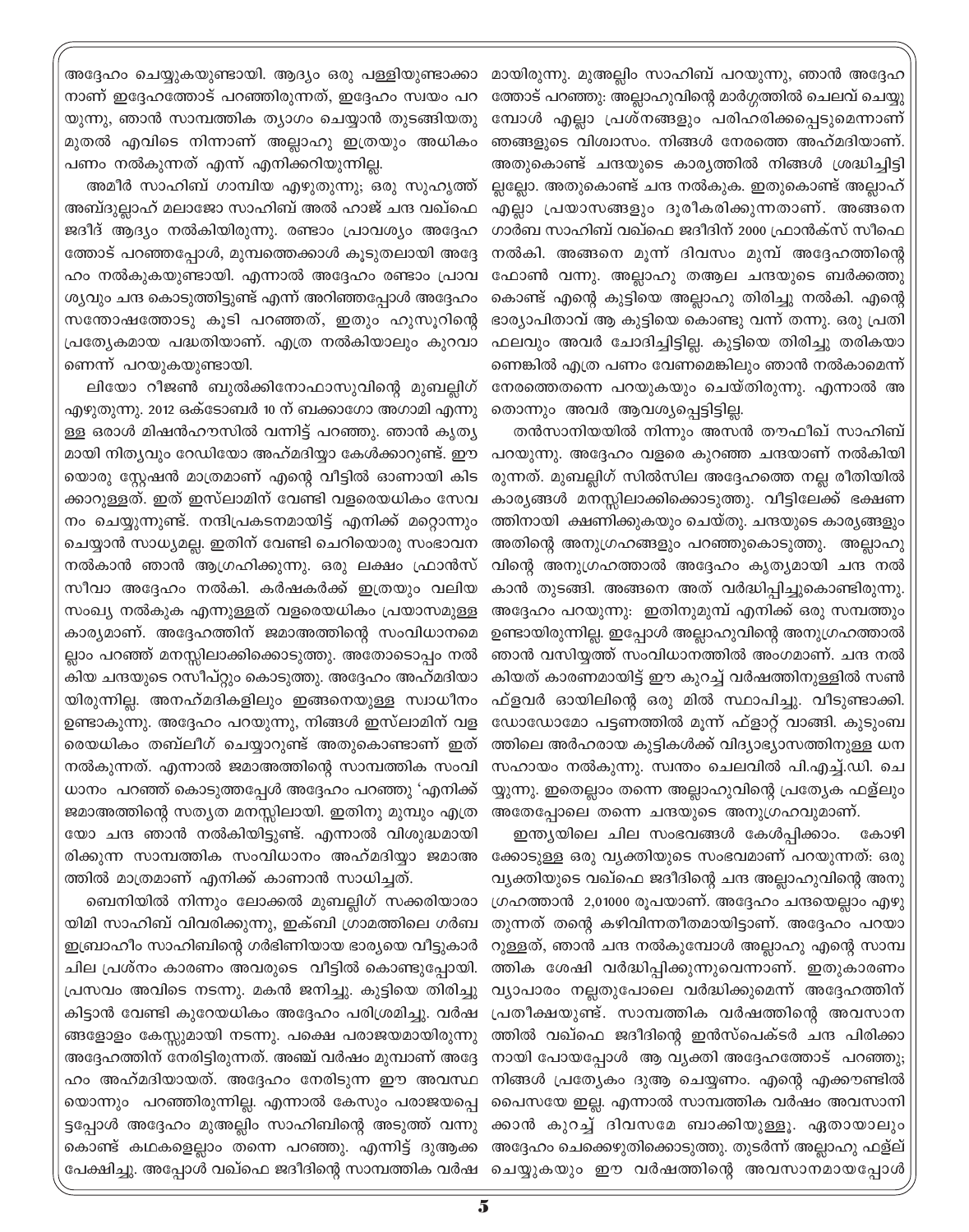അദ്ദേഹം ചെയ്യുകയുണ്ടായി. ആദ്യം ഒരു പള്ളിയുണ്ടാക്കാനാണ് ഇദ്ദേഹത്തോട് പറഞ്ഞിരുന്നത്, ഇദ്ദേഹം സ്വയം പറയുന്നു, ഞാൻ സാമ്പത്തിക ത്യാഗം ചെയ്യാൻ തുടങ്ങിയതു മുതൽ എവിടെ നിന്നാണ് അല്ലാഹു ഇത്രയും അധികം പണം നൽകുന്നത് എന്ന് എനിക്കറിയുന്നില്ല.

അമീർ സാഹിബ് ഗാമ്പിയ എഴുതുന്നു; ഒരു സുഹൃത്ത് അബ്ദുല്ലാഹ് മലാജോ സാഹിബ് അൽ ഹാജ് ചന്ദ വഖ്ഫെ ജദീദ് ആദ്യം നൽകിയിരുന്നു. രണ്ടാം പ്രാവശ്യം അദ്ദേഹത്തോട് പറഞ്ഞപ്പോൾ, മുമ്പത്തെക്കാൾ കൂടുതലായി അദ്ദേഹം നൽകുകയുണ്ടായി. എന്നാൽ അദ്ദേഹം രണ്ടാം പ്രാവശ്യവും ചന്ദ കൊടുത്തിട്ടുണ്ട് എന്ന് അറിഞ്ഞപ്പോൾ അദ്ദേഹം സന്തോഷത്തോടു കൂടി പറഞ്ഞത്, ഇതും ഹുസൂറിന്റെ പ്രത്യേകമായ പദ്ധതിയാണ്. എത്ര നൽകിയാലും കുറവാണെന്ന് പറയുകയുണ്ടായി.

ലിയോ റീജൺ ബുൽക്കിനോഫാസുവിന്റെ മുബല്ലിഗ് എഴുതുന്നു. 2012 ഒക്ടോബർ 10 ന് ബക്കാഗോ അഗാമി എന്നുള്ള ഒരാൾ മിഷൻഹൗസിൽ വന്നിട്ട് പറഞ്ഞു. ഞാൻ കൃത്യമായി നിത്യവും റേഡിയോ അഹ്മദിയ്യാ കേൾക്കാറുണ്ട്. ഈയൊരു സ്റ്റേഷൻ മാത്രമാണ് എന്റെ വീട്ടിൽ ഓണായി കിടക്കാറുള്ളത്. ഇത് ഇസ്‌ലാമിന് വേണ്ടി വളരെയധികം സേവനം ചെയ്യുന്നുണ്ട്. നന്ദിപ്രകടനമായിട്ട് എനിക്ക് മറ്റൊന്നും ചെയ്യാൻ സാധ്യമല്ല. ഇതിന് വേണ്ടി ചെറിയൊരു സംഭാവന നൽകാൻ ഞാൻ ആഗ്രഹിക്കുന്നു. ഒരു ലക്ഷം ഫ്രാൻസ് സീഫാ അദ്ദേഹം നൽകി. കർഷകർക്ക് ഇത്രയും വലിയ സംഖ്യ നൽകുക എന്നുള്ളത് വളരെയധികം പ്രയാസമുള്ള കാര്യമാണ്. അദ്ദേഹത്തിന് ജമാഅത്തിന്റെ സംവിധാനമെല്ലാം പറഞ്ഞ് മനസ്സിലാക്കിക്കൊടുത്തു. അതോടൊപ്പം നൽകിയ ചന്ദയുടെ റസീപ്റ്റും കൊടുത്തു. അദ്ദേഹം അഹ്മദിയായിരുന്നില്ല. അനഹ്മദികളിലും ഇങ്ങനെയുള്ള സ്വാധീനം ഉണ്ടാകുന്നു. അദ്ദേഹം പറയുന്നു, നിങ്ങൾ ഇസ്‌ലാമിന് വളരെയധികം തബ്‌ലീഗ് ചെയ്യാറുണ്ട് അതുകൊണ്ടാണ് ഇത് നൽകുന്നത്. എന്നാൽ ജമാഅത്തിന്റെ സാമ്പത്തിക സംവിധാനം പറഞ്ഞ് കൊടുത്തപ്പേൾ അദ്ദേഹം പറഞ്ഞു 'എനിക്ക് ജമാഅത്തിന്റെ സത്യത മനസ്സിലായി. ഇതിനു മുമ്പും എത്രയോ ചന്ദ ഞാൻ നൽകിയിട്ടുണ്ട്. എന്നാൽ വിശുദ്ധമായിരിക്കുന്ന സാമ്പത്തിക സംവിധാനം അഹ്മദിയ്യാ ജമാഅത്തിൽ മാത്രമാണ് എനിക്ക് കാണാൻ സാധിച്ചത്.

ബെനിയിൽ നിന്നും ലോക്കൽ മുബല്ലിഗ് സക്കരിയാരായിമി സാഹിബ് വിവരിക്കുന്നു, ഇക്ബി ഗ്രാമത്തിലെ ഗർബ ഇബ്രാഹീം സാഹിബിന്റെ ഗർഭിണിയായ ഭാര്യയെ വീട്ടുകാർ ചില പ്രശ്നം കാരണം അവരുടെ വീട്ടിൽ കൊണ്ടുപ്പോയി. പ്രസവം അവിടെ നടന്നു. മകൻ ജനിച്ചു. കുട്ടിയെ തിരിച്ചു കിട്ടാൻ വേണ്ടി കുറേയധികം അദ്ദേഹം പരിശ്രമിച്ചു. വർഷങ്ങളോളം കേസ്സുമായി നടന്നു. പക്ഷെ പരാജയമായിരുന്നു അദ്ദേഹത്തിന് നേരിട്ടിരുന്നത്. അഞ്ച് വർഷം മുമ്പാണ് അദ്ദേഹം അഹ്മദിയായത്. അദ്ദേഹം നേരിടുന്ന ഈ അവസ്ഥയൊന്നും പറഞ്ഞിരുന്നില്ല. എന്നാൽ കേസും പരാജയപ്പെട്ടപ്പോൾ അദ്ദേഹം മുഅല്ലിം സാഹിബിന്റെ അടുത്ത് വന്നുകൊണ്ട് കഥകളെല്ലാം തന്നെ പറഞ്ഞു. എന്നിട്ട് ദുആക്കപേക്ഷിച്ചു. അപ്പോൾ വഖ്ഫെ ജദീദിന്റെ സാമ്പത്തിക വർഷമായിരുന്നു. മുഅല്ലിം സാഹിബ് പറയുന്നു, ഞാൻ അദ്ദേഹത്തോട് പറഞ്ഞു: അല്ലാഹുവിന്റെ മാർഗ്ഗത്തിൽ ചെലവ് ചെയ്യുമ്പോൾ എല്ലാ പ്രശ്നങ്ങളും പരിഹരിക്കപ്പെടുമെന്നാണ് ഞങ്ങളുടെ വിശ്വാസം. നിങ്ങൾ നേരത്തെ അഹ്മദിയാണ്. അതുകൊണ്ട് ചന്ദയുടെ കാര്യത്തിൽ നിങ്ങൾ ശ്രദ്ധിച്ചിട്ടില്ലല്ലോ. അതുകൊണ്ട് ചന്ദ നൽകുക. ഇതുകൊണ്ട് അല്ലാഹ് എല്ലാ പ്രയാസങ്ങളും ദൂരീകരിക്കുന്നതാണ്. അങ്ങനെ ഗാർബ സാഹിബ് വഖ്ഫെ ജദീദിന് 2000 ഫ്രാൻക്സ് സീഫെ നൽകി. അങ്ങനെ മൂന്ന് ദിവസം മുമ്പ് അദ്ദേഹത്തിന്റെ ഫോൺ വന്നു. അല്ലാഹു തആല ചന്ദയുടെ ബർക്കത്തുകൊണ്ട് എന്റെ കുട്ടിയെ അല്ലാഹു തിരിച്ചു നൽകി. എന്റെ ഭാര്യാപിതാവ് ആ കുട്ടിയെ കൊണ്ടു വന്ന് തന്നു. ഒരു പ്രതിഫലവും അവർ ചോദിച്ചിട്ടില്ല. കുട്ടിയെ തിരിച്ചു തരികയാണെങ്കിൽ എത്ര പണം വേണമെങ്കിലും ഞാൻ നൽകാമെന്ന് നേരത്തെതന്നെ പറയുകയും ചെയ്തിരുന്നു. എന്നാൽ അതൊന്നും അവർ ആവശ്യപ്പെട്ടിട്ടില്ല.

തൻസാനിയയിൽ നിന്നും അസൻ തൗഫീഖ് സാഹിബ് പറയുന്നു. അദ്ദേഹം വളരെ കുറഞ്ഞ ചന്ദയാണ് നൽകിയിരുന്നത്. മുബല്ലിഗ് സിൽസില അദ്ദേഹത്തെ നല്ല രീതിയിൽ കാര്യങ്ങൾ മനസ്സിലാക്കിക്കൊടുത്തു. വീട്ടിലേക്ക് ഭക്ഷണത്തിനായി ക്ഷണിക്കുകയും ചെയ്തു. ചന്ദയുടെ കാര്യങ്ങളും അതിന്റെ അനുഗ്രഹങ്ങളും പറഞ്ഞുകൊടുത്തു. അല്ലാഹുവിന്റെ അനുഗ്രഹത്താൽ അദ്ദേഹം കൃത്യമായി ചന്ദ നൽകാൻ തുടങ്ങി. അങ്ങനെ അത് വർദ്ധിപ്പിച്ചുകൊണ്ടിരുന്നു. അദ്ദേഹം പറയുന്നു: ഇതിനുമുമ്പ് എനിക്ക് ഒരു സമ്പത്തും ഉണ്ടായിരുന്നില്ല. ഇപ്പോൾ അല്ലാഹുവിന്റെ അനുഗ്രഹത്താൽ ഞാൻ വസിയ്യത്ത് സംവിധാനത്തിൽ അംഗമാണ്. ചന്ദ നൽകിയത് കാരണമായിട്ട് ഈ കുറച്ച് വർഷത്തിനുള്ളിൽ സൺഫ്ളവർ ഓയിലിന്റെ ഒരു മിൽ സ്ഥാപിച്ചു. വീടുണ്ടാക്കി. ഡോഡോമോ പട്ടണത്തിൽ മൂന്ന് ഫ്ളാറ്റ് വാങ്ങി. കുടുംബത്തിലെ അർഹരായ കുട്ടികൾക്ക് വിദ്യാഭ്യാസത്തിനുള്ള ധനസഹായം നൽകുന്നു. സ്വന്തം ചെലവിൽ പി.എച്ച്.ഡി. ചെയ്യുന്നു. ഇതെല്ലാം തന്നെ അല്ലാഹുവിന്റെ പ്രത്യേക ഫള്‌ലും അതേപ്പോലെ തന്നെ ചന്ദയുടെ അനുഗ്രഹവുമാണ്.

ഇന്ത്യയിലെ ചില സംഭവങ്ങൾ കേൾപ്പിക്കാം. കോഴിക്കോടുള്ള ഒരു വ്യക്തിയുടെ സംഭവമാണ് പറയുന്നത്: ഒരു വ്യക്തിയുടെ വഖ്ഫെ ജദീദിന്റെ ചന്ദ അല്ലാഹുവിന്റെ അനുഗ്രഹത്താൻ 2,01000 രൂപയാണ്. അദ്ദേഹം ചന്ദയെല്ലാം എഴുതുന്നത് തന്റെ കഴിവിനതീതമായിട്ടാണ്. അദ്ദേഹം പറയാറുള്ളത്, ഞാൻ ചന്ദ നൽകുമ്പോൾ അല്ലാഹു എന്റെ സാമ്പത്തിക ശേഷി വർദ്ധിപ്പിക്കുന്നുവെന്നാണ്. ഇതുകാരണം വ്യാപാരം നല്ലതുപോലെ വർദ്ധിക്കുമെന്ന് അദ്ദേഹത്തിന് പ്രതീക്ഷയുണ്ട്. സാമ്പത്തിക വർഷത്തിന്റെ അവസാനത്തിൽ വഖ്ഫെ ജദീദിന്റെ ഇൻസ്പെക്ടർ ചന്ദ പിരിക്കാനായി പോയപ്പോൾ ആ വ്യക്തി അദ്ദേഹത്തോട് പറഞ്ഞു; നിങ്ങൾ പ്രത്യേകം ദുആ ചെയ്യണം. എന്റെ എക്കൗണ്ടിൽ പൈസയേ ഇല്ല. എന്നാൽ സാമ്പത്തിക വർഷം അവസാനിക്കാൻ കുറച്ച് ദിവസമേ ബാക്കിയുള്ളൂ. ഏതായാലും അദ്ദേഹം ചെക്കെഴുതിക്കൊടുത്തു. തുടർന്ന് അല്ലാഹു ഫള്‌ല് ചെയ്യുകയും ഈ വർഷത്തിന്റെ അവസാനമായപ്പോൾ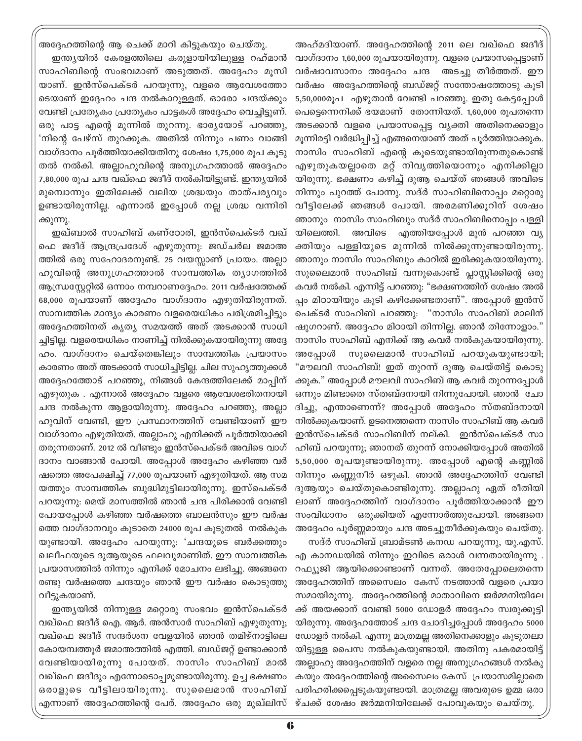അദ്ദേഹത്തിന്റെ ആ ചെക്ക് മാറി കിട്ടുകയും ചെയ്തു.

ഇന്ത്യയിൽ കേരളത്തിലെ കരുളായിയിലുള്ള റഹ്മാൻ സാഹിബിന്റെ സംഭവമാണ് അടുത്തത്. അദ്ദേഹം മൂസിയാണ്. ഇൻസ്പെക്ടർ പറയുന്നു, വളരെ ആവേശത്തോടെയാണ് ഇദ്ദേഹം ചന്ദ നൽകാറുള്ളത്. ഓരോ ചന്ദയ്ക്കും വേണ്ടി പ്രത്യേകം പ്രത്യേകം പാട്ടകൾ അദ്ദേഹം വെച്ചിട്ടുണ്ട്. ഒരു പാട്ട എന്റെ മുന്നിൽ തുറന്നു. ഭാര്യയോട് പറഞ്ഞു, 'നിന്റെ പേഴ്സ് തുറക്കുക. അതിൽ നിന്നും പണം വാങ്ങി വാഗ്ദാനം പൂർത്തിയാക്കിയതിനു ശേഷം 1,75,000 രൂപ കൂടുതൽ നൽകി. അല്ലാഹുവിന്റെ അനുഗ്രഹത്താൽ അദ്ദേഹം 7,80,000 രൂപ ചന്ദ വഖ്ഫെ ജദീദ് നൽകിയിട്ടുണ്ട്. ഇന്ത്യയിൽ മുമ്പൊന്നും ഇതിലേക്ക് വലിയ ശ്രദ്ധയും താത്പര്യവും ഉണ്ടായിരുന്നില്ല. എന്നാൽ ഇപ്പോൾ നല്ല ശ്രദ്ധ വന്നിരിക്കുന്നു.

ഇഖ്ബാൽ സാഹിബ് കണ്ഠോരി, ഇൻസ്പെക്ടർ വഖ്ഫെ ജദീദ് ആന്ദ്രപ്രദേശ് എഴുതുന്നു: ജഡ്ചർല ജമാഅത്തിൽ ഒരു സഹോദരനുണ്ട്. 25 വയസ്സാണ് പ്രായം. അല്ലാഹുവിന്റെ അനുഗ്രഹത്താൽ സാമ്പത്തിക ത്യാഗത്തിൽ ആന്ധ്രസ്റ്റേറ്റിൽ ഒന്നാം നമ്പറാണദ്ദേഹം. 2011 വർഷത്തേക്ക് 68,000 രൂപയാണ് അദ്ദേഹം വാഗ്ദാനം എഴുതിയിരുന്നത്. സാമ്പത്തിക മാന്ദ്യം കാരണം വളരെയധികം പരിശ്രമിച്ചിട്ടും അദ്ദേഹത്തിനത് കൃത്യ സമയത്ത് അത് അടക്കാൻ സാധിച്ചിട്ടില്ല. വളരെയധികം നാണിച്ച് നിൽക്കുകയായിരുന്നു അദ്ദേഹം. വാഗ്ദാനം ചെയ്തെങ്കിലും സാമ്പത്തിക പ്രയാസം കാരണം അത് അടക്കാൻ സാധിച്ചിട്ടില്ല. ചില സുഹൃത്തുക്കൾ അദ്ദേഹത്തോട് പറഞ്ഞു, നിങ്ങൾ കേന്ദ്രത്തിലേക്ക് മാപ്പിന് എഴുതുക . എന്നാൽ അദ്ദേഹം വളരെ ആവേശഭരിതനായി ചന്ദ നൽകുന്ന ആളായിരുന്നു. അദ്ദേഹം പറഞ്ഞു, അല്ലാഹുവിന് വേണ്ടി, ഈ പ്രസ്ഥാനത്തിന് വേണ്ടിയാണ് ഈ വാഗ്ദാനം എഴുതിയത്. അല്ലാഹു എനിക്കത് പൂർത്തിയാക്കി തരുന്നതാണ്. 2012 ൽ വീണ്ടും ഇൻസ്പെക്ടർ അവിടെ വാഗ്ദാനം വാങ്ങാൻ പോയി. അപ്പോൾ അദ്ദേഹം കഴിഞ്ഞ വർഷത്തെ അപേക്ഷിച്ച് 77,000 രൂപയാണ് എഴുതിയത്. ആ സമയത്തും സാമ്പത്തിക ബുദ്ധിമുട്ടിലായിരുന്നു. ഇസ്പെക്ടർ പറയുന്നു: മെയ് മാസത്തിൽ ഞാൻ ചന്ദ പിരിക്കാൻ വേണ്ടി പോയപ്പോൾ കഴിഞ്ഞ വർഷത്തെ ബാലൻസും ഈ വർഷത്തെ വാഗ്ദാനവും കൂടാതെ 24000 രൂപ കൂടുതൽ നൽകുകയുണ്ടായി. അദ്ദേഹം പറയുന്നു: 'ചന്ദയുടെ ബർക്കത്തും ഖലീഫയുടെ ദുആയുടെ ഫലവുമാണിത്. ഈ സാമ്പത്തിക പ്രയാസത്തിൽ നിന്നും എനിക്ക് മോചനം ലഭിച്ചു. അങ്ങനെ രണ്ടു വർഷത്തെ ചന്ദയും ഞാൻ ഈ വർഷം കൊടുത്തു വീട്ടുകയാണ്.

ഇന്ത്യയിൽ നിന്നുള്ള മറ്റൊരു സംഭവം ഇൻസ്പെക്ടർ വഖ്ഫെ ജദീദ് ഐ. ആർ. അൻസാർ സാഹിബ് എഴുതുന്നു; വഖ്ഫെ ജദീദ് സന്ദർശന വേളയിൽ ഞാൻ തമിഴ്നാട്ടിലെ കോയമ്പത്തൂർ ജമാഅത്തിൽ എത്തി. ബഡ്ജറ്റ് ഉണ്ടാക്കാൻ വേണ്ടിയായിരുന്നു പോയത്. നാസിം സാഹിബ് മാൽ വഖ്ഫെ ജദീദും എന്നോടൊപ്പമുണ്ടായിരുന്നു. ഉച്ച ഭക്ഷണം ഒരാളുടെ വീട്ടിലായിരുന്നു. സുലൈമാൻ സാഹിബ് എന്നാണ് അദ്ദേഹത്തിന്റെ പേര്. അദ്ദേഹം ഒരു മുഖ്ലിസ് അഹ്മദിയാണ്. അദ്ദേഹത്തിന്റെ 2011 ലെ വഖ്ഫെ ജദീദ് വാഗ്ദാനം 1,60,000 രൂപയായിരുന്നു. വളരെ പ്രയാസപ്പെട്ടാണ് വർഷാവസാനം അദ്ദേഹം ചന്ദ അടച്ചു തീർത്തത്. ഈ വർഷം അദ്ദേഹത്തിന്റെ ബഡ്ജറ്റ് സന്തോഷത്തോടു കൂടി 5,50,000രൂപ എഴുതാൻ വേണ്ടി പറഞ്ഞു. ഇതു കേട്ടപ്പോൾ പെട്ടെന്നെനിക്ക് ഭയമാണ് തോന്നിയത്. 1,60,000 രൂപതന്നെ അടക്കാൻ വളരെ പ്രയാസപ്പെട്ട വ്യക്തി അതിനെക്കാളും മൂന്നിരട്ടി വർദ്ധിപ്പിച്ച് എങ്ങനെയാണ് അത് പൂർത്തിയാക്കുക. നാസിം സാഹിബ് എന്റെ കൂടെയുണ്ടായിരുന്നതുകൊണ്ട് എഴുതുകയല്ലാതെ മറ്റ് നിവൃത്തിയൊന്നും എനിക്കില്ലായിരുന്നു. ഭക്ഷണം കഴിച്ച് ദുആ ചെയ്ത് ഞങ്ങൾ അവിടെ നിന്നും പുറത്ത് പോന്നു. സദ്ർ സാഹിബിനൊപ്പം മറ്റൊരു വീട്ടിലേക്ക് ഞങ്ങൾ പോയി. അരമണിക്കൂറിന് ശേഷം ഞാനും നാസിം സാഹിബും സദ്ർ സാഹിബിനൊപ്പം പള്ളിയിലെത്തി. അവിടെ എത്തിയപ്പോൾ മുൻ പറഞ്ഞ വ്യക്തിയും പള്ളിയുടെ മുന്നിൽ നിൽക്കുന്നുണ്ടായിരുന്നു. ഞാനും നാസിം സാഹിബും കാറിൽ ഇരിക്കുകയായിരുന്നു. സുലൈമാൻ സാഹിബ് വന്നുകൊണ്ട് പ്ലാസ്റ്റിക്കിന്റെ ഒരു കവർ നൽകി. എന്നിട്ട് പറഞ്ഞു: "ഭക്ഷണത്തിന് ശേഷം അൽപ്പം മിഠായിയും കൂടി കഴിക്കേണ്ടതാണ്". അപ്പോൾ ഇൻസ്പെക്ടർ സാഹിബ് പറഞ്ഞു: "നാസിം സാഹിബ് മാലിന് ഷുഗറാണ്. അദ്ദേഹം മിഠായി തിന്നില്ല. ഞാൻ തിന്നോളാം." നാസിം സാഹിബ് എനിക്ക് ആ കവർ നൽകുകയായിരുന്നു. അപ്പോൾ സുലൈമാൻ സാഹിബ് പറയുകയുണ്ടായി; "മൗലവി സാഹിബ്! ഇത് തുറന്ന് ദുആ ചെയ്തിട്ട് കൊടുക്കുക." അപ്പോൾ മൗലവി സാഹിബ് ആ കവർ തുറന്നപ്പോൾ ഒന്നും മിണ്ടാതെ സ്തബ്ദനായി നിന്നുപോയി. ഞാൻ ചോദിച്ചു, എന്താണെന്ന്? അപ്പോൾ അദ്ദേഹം സ്തബ്ദനായി നിൽക്കുകയാണ്. ഉടനെത്തന്നെ നാസിം സാഹിബ് ആ കവർ ഇൻസ്പെക്ടർ സാഹിബിന് നല്കി. ഇൻസ്പെക്ടർ സാഹിബ് പറയുന്നു; ഞാനത് തുറന്ന് നോക്കിയപ്പോൾ അതിൽ 5,50,000 രൂപയുണ്ടായിരുന്നു. അപ്പോൾ എന്റെ കണ്ണിൽ നിന്നും കണ്ണുനീർ ഒഴുകി. ഞാൻ അദ്ദേഹത്തിന് വേണ്ടി ദുആയും ചെയ്തുകൊണ്ടിരുന്നു. അല്ലാഹു ഏത് രീതിയിലാണ് അദ്ദേഹത്തിന് വാഗ്ദാനം പൂർത്തിയാക്കാൻ ഈ സംവിധാനം ഒരുക്കിയത് എന്നോർത്തുപോയി. അങ്ങനെ അദ്ദേഹം പൂർണ്ണമായും ചന്ദ അടച്ചുതീർക്കുകയും ചെയ്തു.

സദ്ർ സാഹിബ് ബ്രാമ്ടൺ കനഡ പറയുന്നു, യു.എസ്.എ കാനഡയിൽ നിന്നും ഇവിടെ ഒരാൾ വന്നതായിരുന്നു . റഫ്യൂജി ആയിക്കൊണ്ടാണ് വന്നത്. അതേപോലെതന്നെ അദ്ദേഹത്തിന് അസൈലം കേസ് നടത്താൻ വളരെ പ്രയാസമായിരുന്നു. അദ്ദേഹത്തിന്റെ മാതാവിനെ ജർമ്മനിയിലേക്ക് അയക്കാന് വേണ്ടി 5000 ഡോളർ അദ്ദേഹം സ്വരുക്കൂട്ടിയിരുന്നു. അദ്ദേഹത്തോട് ചന്ദ ചോദിച്ചപ്പോൾ അദ്ദേഹം 5000 ഡോളർ നൽകി. എന്നു മാത്രമല്ല അതിനെക്കാളും കൂടുതലായിട്ടുള്ള പൈസ നൽകുകയുണ്ടായി. അതിനു പകരമായിട്ട് അല്ലാഹു അദ്ദേഹത്തിന് വളരെ നല്ല അനുഗ്രഹങ്ങൾ നൽകുകയും അദ്ദേഹത്തിന്റെ അസൈലം കേസ് പ്രയാസമില്ലാതെ പരിഹരിക്കപ്പെടുകയുണ്ടായി. മാത്രമല്ല അവരുടെ ഉമ്മ ഒരാഴ്ചക്ക് ശേഷം ജർമ്മനിയിലേക്ക് പോവുകയും ചെയ്തു.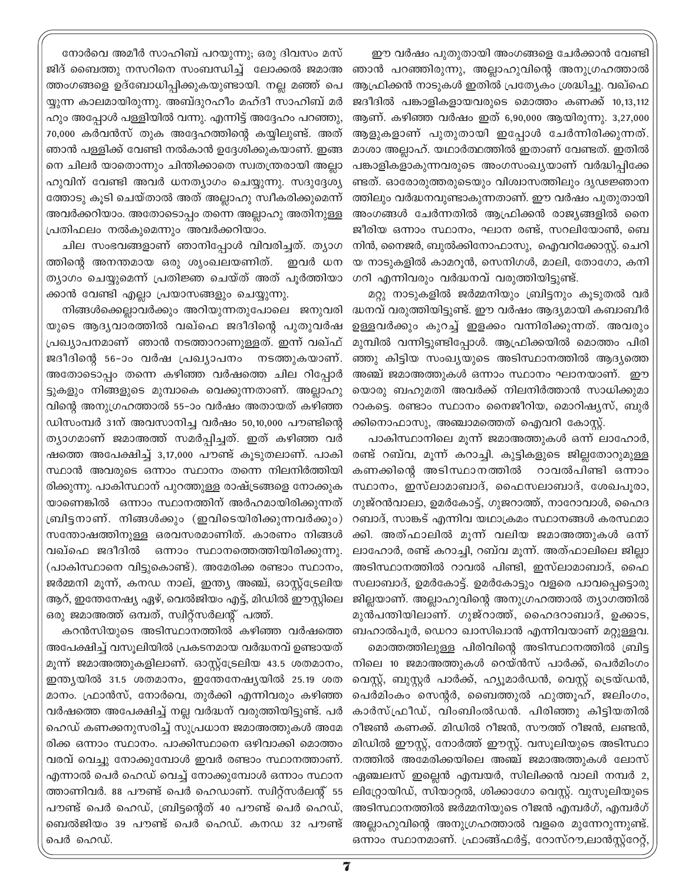ഈ വർഷം പുതുതായി അംഗങ്ങളെ ചേർക്കാൻ വേണ്ടി ഞാൻ പറഞ്ഞിരുന്നു, അല്ലാഹുവിന്റെ അനുഗ്രഹത്താൽ ആഫ്രിക്കൻ നാടുകൾ ഇതിൽ പ്രത്യേകം ശ്രദ്ധിച്ചു. വഖ്ഫെ ജദീദിൽ പങ്കാളികളായവരുടെ മൊത്തം കണക്ക് 10,13,112 ആണ്. കഴിഞ്ഞ വർഷം ഇത് 6,90,000 ആയിരുന്നു. 3,27,000 ആളുകളാണ് പുതുതായി ഇപ്പോൾ ചേർന്നിരിക്കുന്നത്. മാശാ അല്ലാഹ്. യഥാർത്ഥത്തിൽ ഇതാണ് വേണ്ടത്. ഇതിൽ പങ്കാളികളാകുന്നവരുടെ അംഗസംഖ്യയാണ് വർദ്ധിപ്പിക്കേണ്ടത്. ഓരോരുത്തരുടെയും വിശ്വാസത്തിലും ദൃഢജ്ഞാനത്തിലും വർദ്ധനവുണ്ടാകുന്നതാണ്. ഈ വർഷം പുതുതായി അംഗങ്ങൾ ചേർന്നതിൽ ആഫ്രിക്കൻ രാജ്യങ്ങളിൽ നൈജീരിയ ഒന്നാം സ്ഥാനം, ഘാന രണ്ട്, സറലിയോൺ, ബെനിൻ, നൈജർ, ബുൽക്കിനോഫാസു, ഐവറിക്കോസ്റ്റ്. ചെറിയ നാടുകളിൽ കാമറൂൺ, സെനിഗൾ, മാലി, തോഗോ, കനിഗറി എന്നിവരും വർദ്ധനവ് വരുത്തിയിട്ടുണ്ട്.

മറ്റു നാടുകളിൽ ജർമ്മനിയും ബ്രിട്ടനും കൂടുതൽ വർദ്ധനവ് വരുത്തിയിട്ടുണ്ട്. ഈ വർഷം ആദ്യമായി കബാബീർ ഉള്ളവർക്കും കുറച്ച് ഇളക്കം വന്നിരിക്കുന്നത്. അവരും മുമ്പിൽ വന്നിട്ടുണ്ടിപ്പോൾ. ആഫ്രിക്കയിൽ മൊത്തം പിരിഞ്ഞു കിട്ടിയ സംഖ്യയുടെ അടിസ്ഥാനത്തിൽ ആദ്യത്തെ അഞ്ച് ജമാഅത്തുകൾ ഒന്നാം സ്ഥാനം ഘാനയാണ്. ഈയൊരു ബഹുമതി അവർക്ക് നിലനിർത്താൻ സാധിക്കുമാറാകട്ടെ. രണ്ടാം സ്ഥാനം നൈജീരിയ, മൊറിഷ്യസ്, ബുർക്കിനൊഫാസു, അഞ്ചാമത്തെത് ഐവറി കോസ്റ്റ്.

പാകിസ്ഥാനിലെ മൂന്ന് ജമാഅത്തുകൾ ഒന്ന് ലാഹോർ, രണ്ട് റബ്‌വ, മൂന്ന് കറാച്ചി. കുട്ടികളുടെ ജില്ലതോറുമുള്ള കണക്കിന്റെ അടിസ്ഥാനത്തിൽ റാവൽപിണ്ടി ഒന്നാം സ്ഥാനം, ഇസ്‌ലാമാബാദ്, ഫൈസലാബാദ്, ശേഖപൂരാ, ഗുജ്റൻവാലാ, ഉമർകോട്ട്, ഗുജറാത്ത്, നാറോവാൾ, ഹൈദറബാദ്, സാങ്കട് എന്നിവ യഥാക്രമം സ്ഥാനങ്ങൾ കരസ്ഥമാക്കി. അത്ഫാലിൽ മൂന്ന് വലിയ ജമാഅത്തുകൾ ഒന്ന് ലാഹോർ, രണ്ട് കറാച്ചി, റബ്‌വ മൂന്ന്. അത്ഫാലിലെ ജില്ലാ അടിസ്ഥാനത്തിൽ റാവൽ പിണ്ടി, ഇസ്‌ലാമാബാദ്, ഫൈസലാബാദ്, ഉമർകോട്ട്. ഉമർകോട്ടും വളരെ പാവപ്പെട്ടൊരു ജില്ലയാണ്. അല്ലാഹുവിന്റെ അനുഗ്രഹത്താൽ ത്യാഗത്തിൽ മുൻപന്തിയിലാണ്. ഗുജ്റാത്ത്, ഹൈദറാബാദ്, ഉക്കാട, ബഹാൽപൂർ, ഡെറാ ഖാസിഖാൻ എന്നിവയാണ് മറ്റുള്ളവ.

മൊത്തത്തിലുള്ള പിരിവിന്റെ അടിസ്ഥാനത്തിൽ ബ്രിട്ടനിലെ 10 ജമാഅത്തുകൾ റെയ്ൻസ് പാർക്ക്, പെർമിംഗം വെസ്റ്റ്, ബുസ്റ്റർ പാർക്ക്, ഹ്യൂമാർഡൻ, വെസ്റ്റ് ട്രെയ്ഡൻ, പെർമിംകം സെന്റർ, ബൈത്തുൽ ഫുത്തൂഹ്, ജലിംഗം, കാർസ്ഫ്രീഡ്, വിംബിംൽഡൻ. പിരിഞ്ഞു കിട്ടിയതിൽ റീജൺ കണക്ക്. മിഡിൽ റീജൻ, സൗത്ത് റീജൻ, ലണ്ടൻ, മിഡിൽ ഈസ്റ്റ്, നോർത്ത് ഈസ്റ്റ്. വസൂലിയുടെ അടിസ്ഥാനത്തിൽ അമേരിക്കയിലെ അഞ്ച് ജമാഅത്തുകൾ ലോസ് ഏഞ്ചലസ് ഇല്ലെൻ എമ്പയർ, സിലിക്കൻ വാലി നമ്പർ 2, ലിറ്റ്രോയിഡ്, സിയാറ്റൽ, ശിക്കാഗോ വെസ്റ്റ്. വുസൂലിയുടെ അടിസ്ഥാനത്തിൽ ജർമ്മനിയുടെ റീജൻ എമ്പർഗ്, എമ്പർഗ് അല്ലാഹുവിന്റെ അനുഗ്രഹത്താൽ വളരെ മുന്നേറുന്നുണ്ട്. ഒന്നാം സ്ഥാനമാണ്. ഫ്രാങ്ക്ഫർട്ട്, റോസ്റൗ,ലാൻസ്റ്ററേറ്റ്,

നോർവെ അമീർ സാഹിബ് പറയുന്നു; ഒരു ദിവസം മസ്ജിദ് ബൈത്തു നസറിനെ സംബന്ധിച്ച് ലോക്കൽ ജമാഅത്തംഗങ്ങളെ ഉദ്ബോധിപ്പിക്കുകയുണ്ടായി. നല്ല മഞ്ഞ് പെയ്യുന്ന കാലമായിരുന്നു. അബ്ദുറഹീം മഹ്ദീ സാഹിബ് മർഹും അപ്പോൾ പള്ളിയിൽ വന്നു. എന്നിട്ട് അദ്ദേഹം പറഞ്ഞു, 70,000 കർവൻസ് തുക അദ്ദേഹത്തിന്റെ കയ്യിലുണ്ട്. അത് ഞാൻ പള്ളിക്ക് വേണ്ടി നൽകാൻ ഉദ്ദേശിക്കുകയാണ്. ഇങ്ങനെ ചിലർ യാതൊന്നും ചിന്തിക്കാതെ സ്വതന്ത്രരായി അല്ലാഹുവിന് വേണ്ടി അവർ ധനത്യാഗം ചെയ്യുന്നു. സദുദ്ദേശ്യത്തോടു കൂടി ചെയ്താൽ അത് അല്ലാഹു സ്വീകരിക്കുമെന്ന് അവർക്കറിയാം. അതോടൊപ്പം തന്നെ അല്ലാഹു അതിനുള്ള പ്രതിഫലം നൽകുമെന്നും അവർക്കറിയാം.

ചില സംഭവങ്ങളാണ് ഞാനിപ്പോൾ വിവരിച്ചത്. ത്യാഗത്തിന്റെ അനന്തമായ ഒരു ശൃംഖലയണിത്. ഇവർ ധനത്യാഗം ചെയ്യുമെന്ന് പ്രതിജ്ഞ ചെയ്ത് അത് പൂർത്തിയാക്കാൻ വേണ്ടി എല്ലാ പ്രയാസങ്ങളും ചെയ്യുന്നു.

നിങ്ങൾക്കെല്ലാവർക്കും അറിയുന്നതുപോലെ ജനുവരിയുടെ ആദ്യവാരത്തിൽ വഖ്ഫെ ജദീദിന്റെ പുതുവർഷ പ്രഖ്യാപനമാണ് ഞാൻ നടത്താറാണുള്ളത്. ഇന്ന് വഖ്ഫ് ജദീദിന്റെ 56-ാം വർഷ പ്രഖ്യാപനം നടത്തുകയാണ്. അതോടൊപ്പം തന്നെ കഴിഞ്ഞ വർഷത്തെ ചില റിപ്പോർട്ടുകളും നിങ്ങളുടെ മുമ്പാകെ വെക്കുന്നതാണ്. അല്ലാഹുവിന്റെ അനുഗ്രഹത്താൽ 55-ാം വർഷം അതായത് കഴിഞ്ഞ ഡിസംബർ 31ന് അവസാനിച്ച വർഷം 50,10,000 പൗണ്ടിന്റെ ത്യാഗമാണ് ജമാഅത്ത് സമർപ്പിച്ചത്. ഇത് കഴിഞ്ഞ വർഷത്തെ അപേക്ഷിച്ച് 3,17,000 പൗണ്ട് കൂടുതലാണ്. പാകിസ്ഥാൻ അവരുടെ ഒന്നാം സ്ഥാനം തന്നെ നിലനിർത്തിയിരിക്കുന്നു. പാകിസ്ഥാന് പുറത്തുള്ള രാഷ്ട്രങ്ങളെ നോക്കുകയാണെങ്കിൽ ഒന്നാം സ്ഥാനത്തിന് അർഹമായിരിക്കുന്നത് ബ്രിട്ടനാണ്. നിങ്ങൾക്കും (ഇവിടെയിരിക്കുന്നവർക്കും) സന്തോഷത്തിനുള്ള ഒരവസരമാണിത്. കാരണം നിങ്ങൾ വഖ്ഫെ ജദീദിൽ ഒന്നാം സ്ഥാനത്തെത്തിയിരിക്കുന്നു. (പാകിസ്ഥാനെ വിട്ടുകൊണ്ട്). അമേരിക്ക രണ്ടാം സ്ഥാനം, ജർമ്മനി മൂന്ന്, കനഡ നാല്, ഇന്ത്യ അഞ്ച്, ഓസ്റ്റ്രേലിയ ആറ്, ഇന്തേനേഷ്യ ഏഴ്, വെൽജിയം എട്ട്, മിഡിൽ ഈസ്റ്റിലെ ഒരു ജമാഅത്ത് ഒമ്പത്, സ്വിറ്റ്സർലന്റ് പത്ത്.

കറൻസിയുടെ അടിസ്ഥാനത്തിൽ കഴിഞ്ഞ വർഷത്തെ അപേക്ഷിച്ച് വസൂലിയിൽ പ്രകടനമായ വർദ്ധനവ് ഉണ്ടായത് മൂന്ന് ജമാഅത്തുകളിലാണ്. ഓസ്റ്റ്രേലിയ 43.5 ശതമാനം, ഇന്ത്യയിൽ 31.5 ശതമാനം, ഇന്തേനേഷ്യയിൽ 25.19 ശതമാനം. ഫ്രാൻസ്, നോർവെ, തുർക്കി എന്നിവരും കഴിഞ്ഞ വർഷത്തെ അപേക്ഷിച്ച് നല്ല വർദ്ധന് വരുത്തിയിട്ടുണ്ട്. പർ ഹെഡ് കണക്കനുസരിച്ച് സുപ്രധാന ജമാഅത്തുകൾ അമേരിക്ക ഒന്നാം സ്ഥാനം. പാക്കിസ്ഥാനെ ഒഴിവാക്കി മൊത്തം വരവ് വെച്ചു നോക്കുമ്പോൾ ഇവർ രണ്ടാം സ്ഥാനത്താണ്. എന്നാൽ പെർ ഹെഡ് വെച്ച് നോക്കുമ്പോൾ ഒന്നാം സ്ഥാനത്താണിവർ. 88 പൗണ്ട് പെർ ഹെഡാണ്. സ്വിറ്റ്സർലന്റ് 55 പൗണ്ട് പെർ ഹെഡ്, ബ്രിട്ടന്റെത് 40 പൗണ്ട് പെർ ഹെഡ്, ബെൽജിയം 39 പൗണ്ട് പെർ ഹെഡ്. കനഡ 32 പൗണ്ട് പെർ ഹെഡ്.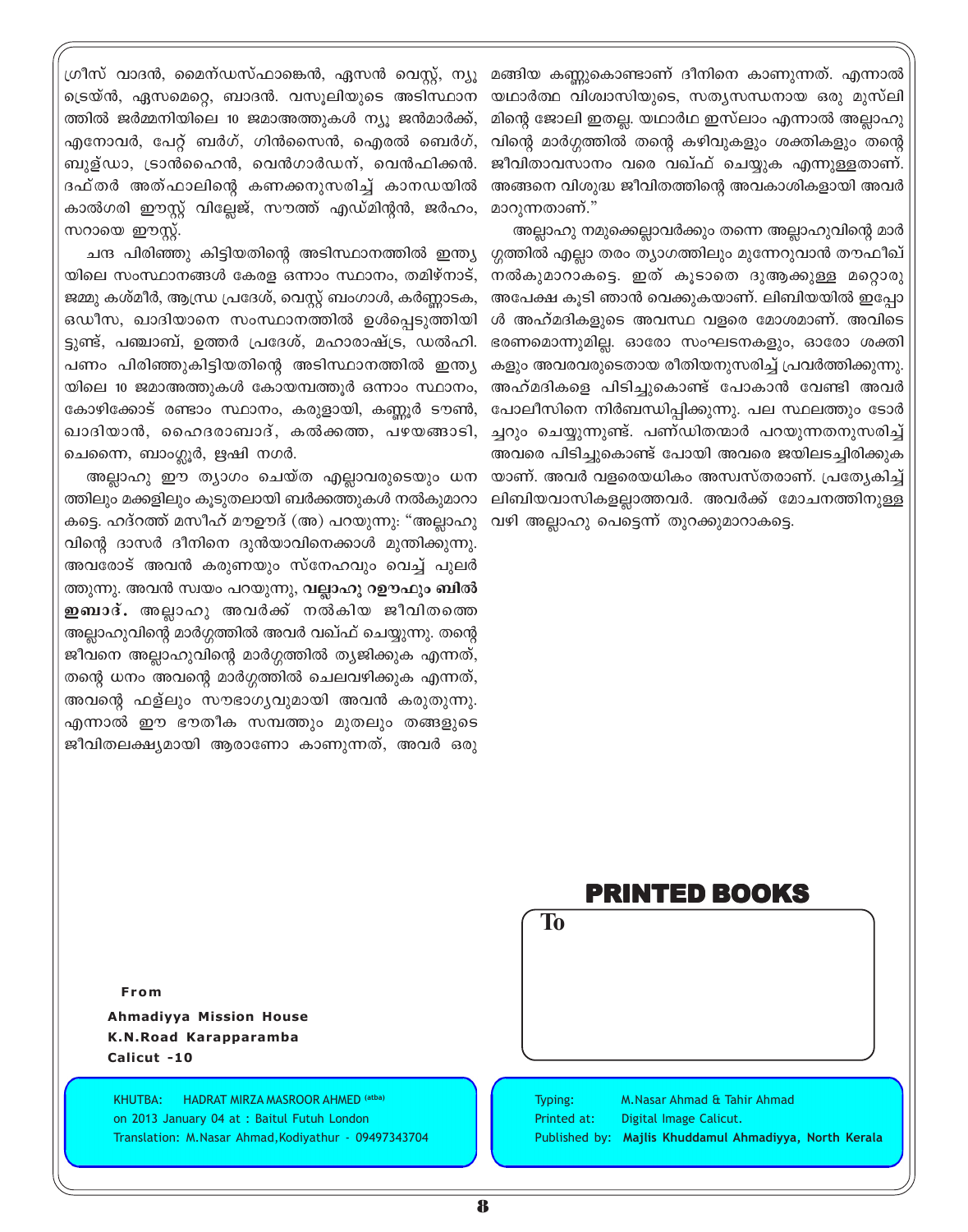ഗ്രീസ് വാദൻ, മൈന്ഡസ്ഫാങ്കെൻ, ഏസൻ വെസ്റ്റ്, ന്യൂ ട്രെയ്ൻ, ഏസമെറ്റെ, ബാദൻ. വസൂലിയുടെ അടിസ്ഥാനത്തിൽ ജർമ്മനിയിലെ 10 ജമാഅത്തുകൾ ന്യൂ ജൻമാർക്ക്, എനോവർ, പേറ്റ് ബർഗ്, ഗിൻസൈൻ, ഐരൽ ബെർഗ്, ബുള്ഡാ, ട്രാൻഹൈൻ, വെൻഗാർഡൻ, വെൻഫിക്കൻ. ദഫ്തർ അത്ഫാലിന്റെ കണക്കനുസരിച്ച് കാനഡയിൽ കാൽഗരി ഈസ്റ്റ് വില്ലേജ്, സൗത്ത് എഡ്മിന്റൻ, ജർഹം, സറായെ ഈസ്റ്റ്.

ചന്ദ പിരിഞ്ഞു കിട്ടിയതിന്റെ അടിസ്ഥാനത്തിൽ ഇന്ത്യയിലെ സംസ്ഥാനങ്ങൾ കേരള ഒന്നാം സ്ഥാനം, തമിഴ്നാട്, ജമ്മു കശ്മീർ, ആന്ധ്ര പ്രദേശ്, വെസ്റ്റ് ബംഗാൾ, കർണ്ണാടക, ഒഡീസ, ഖാദിയാനെ സംസ്ഥാനത്തിൽ ഉൾപ്പെടുത്തിയിട്ടുണ്ട്, പഞ്ചാബ്, ഉത്തർ പ്രദേശ്, മഹാരാഷ്ട്ര, ഡൽഹി. പണം പിരിഞ്ഞുകിട്ടിയതിന്റെ അടിസ്ഥാനത്തിൽ ഇന്ത്യയിലെ 10 ജമാഅത്തുകൾ കോയമ്പത്തൂർ ഒന്നാം സ്ഥാനം, കോഴിക്കോട് രണ്ടാം സ്ഥാനം, കരുളായി, കണ്ണൂർ ടൗൺ, ഖാദിയാൻ, ഹൈദരാബാദ്, കൽക്കത്ത, പഴയങ്ങാടി, ചെന്നൈ, ബാംഗ്ലൂർ, ഋഷി നഗർ.

അല്ലാഹു ഈ ത്യാഗം ചെയ്ത എല്ലാവരുടെയും ധനത്തിലും മക്കളിലും കൂടുതലായി ബർക്കത്തുകൾ നൽകുമാറാകട്ടെ. ഹദ്റത്ത് മസീഹ് മൗഊദ് (അ) പറയുന്നു: "അല്ലാഹുവിന്റെ ദാസർ ദീനിനെ ദുൻയാവിനെക്കാൾ മുന്തിക്കുന്നു. അവരോട് അവൻ കരുണയും സ്നേഹവും വെച്ച് പുലർത്തുന്നു. അവൻ സ്വയം പറയുന്നു, **വല്ലാഹു റഊഫും ബിൽ ഇബാദ്.** അല്ലാഹു അവർക്ക് നൽകിയ ജീവിതത്തെ അല്ലാഹുവിന്റെ മാർഗ്ഗത്തിൽ അവർ വഖ്ഫ് ചെയ്യുന്നു. തന്റെ ജീവനെ അല്ലാഹുവിന്റെ മാർഗ്ഗത്തിൽ ത്യജിക്കുക എന്നത്, തന്റെ ധനം അവന്റെ മാർഗ്ഗത്തിൽ ചെലവഴിക്കുക എന്നത്, അവന്റെ ഫള്ലും സൗഭാഗ്യവുമായി അവൻ കരുതുന്നു. എന്നാൽ ഈ ഭൗതീക സമ്പത്തും മുതലും തങ്ങളുടെ ജീവിതലക്ഷ്യമായി ആരാണോ കാണുന്നത്, അവർ ഒരു മങ്ങിയ കണ്ണുകൊണ്ടാണ് ദീനിനെ കാണുന്നത്. എന്നാൽ യഥാർത്ഥ വിശ്വാസിയുടെ, സത്യസന്ധനായ ഒരു മുസ്ലിമിന്റെ ജോലി ഇതല്ല. യഥാർത്ഥ ഇസ്ലാം എന്നാൽ അല്ലാഹുവിന്റെ മാർഗ്ഗത്തിൽ തന്റെ കഴിവുകളും ശക്തികളും തന്റെ ജീവിതാവസാനം വരെ വഖ്ഫ് ചെയ്യുക എന്നുള്ളതാണ്. അങ്ങനെ വിശുദ്ധ ജീവിതത്തിന്റെ അവകാശികളായി അവർ മാറുന്നതാണ്."

അല്ലാഹു നമുക്കെല്ലാവർക്കും തന്നെ അല്ലാഹുവിന്റെ മാർഗ്ഗത്തിൽ എല്ലാ തരം ത്യാഗത്തിലും മുന്നേറുവാൻ തൗഫീഖ് നൽകുമാറാകട്ടെ. ഇത് കൂടാതെ ദുആക്കുള്ള മറ്റൊരു അപേക്ഷ കൂടി ഞാൻ വെക്കുകയാണ്. ലിബിയയിൽ ഇപ്പോൾ അഹ്മദികളുടെ അവസ്ഥ വളരെ മോശമാണ്. അവിടെ ഭരണമൊന്നുമില്ല. ഓരോ സംഘടനകളും, ഓരോ ശക്തികളും അവരവരുടെതായ രീതിയനുസരിച്ച് പ്രവർത്തിക്കുന്നു. അഹ്മദികളെ പിടിച്ചുകൊണ്ട് പോകാൻ വേണ്ടി അവർ പോലീസിനെ നിർബന്ധിപ്പിക്കുന്നു. പല സ്ഥലത്തും ടോർച്ചറും ചെയ്യുന്നുണ്ട്. പണ്ഡിതന്മാർ പറയുന്നതനുസരിച്ച് അവരെ പിടിച്ചുകൊണ്ട് പോയി അവരെ ജയിലടച്ചിരിക്കുകയാണ്. അവർ വളരെയധികം അസ്വസ്തരാണ്. പ്രത്യേകിച്ച് ലിബിയവാസികളല്ലാത്തവർ. അവർക്ക് മോചനത്തിനുള്ള വഴി അല്ലാഹു പെട്ടെന്ന് തുറക്കുമാറാകട്ടെ.

## PRINTED BOOKS

**To**

**From**

**Ahmadiyya Mission House**
**K.N.Road Karapparamba**
**Calicut -10**

KHUTBA: HADRAT MIRZA MASROOR AHMED (atba)
on 2013 January 04 at : Baitul Futuh London
Translation: M.Nasar Ahmad,Kodiyathur - 09497343704

Typing: M.Nasar Ahmad & Tahir Ahmad
Printed at: Digital Image Calicut.
Published by: **Majlis Khuddamul Ahmadiyya, North Kerala**